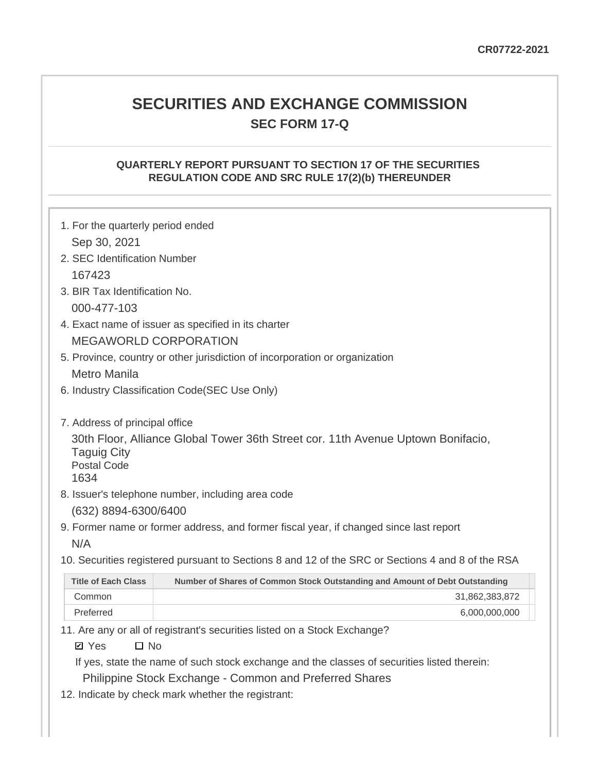CR07722-2021

# SECURITIES AND EXCHANGE COMMISSION

## SEC FORM 17-Q

### QUARTERLY REPORT PURSUANT TO SECTION 17 OF THE SECURITIES REGULATION CODE AND SRC RULE 17(2)(b) THEREUNDER

1. For the quarterly period ended

   Sep 30, 2021

2. SEC Identification Number

   167423

3. BIR Tax Identification No.

   000-477-103

4. Exact name of issuer as specified in its charter

   MEGAWORLD CORPORATION

5. Province, country or other jurisdiction of incorporation or organization

   Metro Manila

6. Industry Classification Code(SEC Use Only)

7. Address of principal office

   30th Floor, Alliance Global Tower 36th Street cor. 11th Avenue Uptown Bonifacio, Taguig City
   Postal Code
   1634

8. Issuer's telephone number, including area code

   (632) 8894-6300/6400

9. Former name or former address, and former fiscal year, if changed since last report

   N/A

10. Securities registered pursuant to Sections 8 and 12 of the SRC or Sections 4 and 8 of the RSA

| Title of Each Class | Number of Shares of Common Stock Outstanding and Amount of Debt Outstanding |
|---|---|
| Common | 31,862,383,872 |
| Preferred | 6,000,000,000 |

11. Are any or all of registrant's securities listed on a Stock Exchange?

    ☑ Yes ☐ No

    If yes, state the name of such stock exchange and the classes of securities listed therein:

    Philippine Stock Exchange - Common and Preferred Shares

12. Indicate by check mark whether the registrant: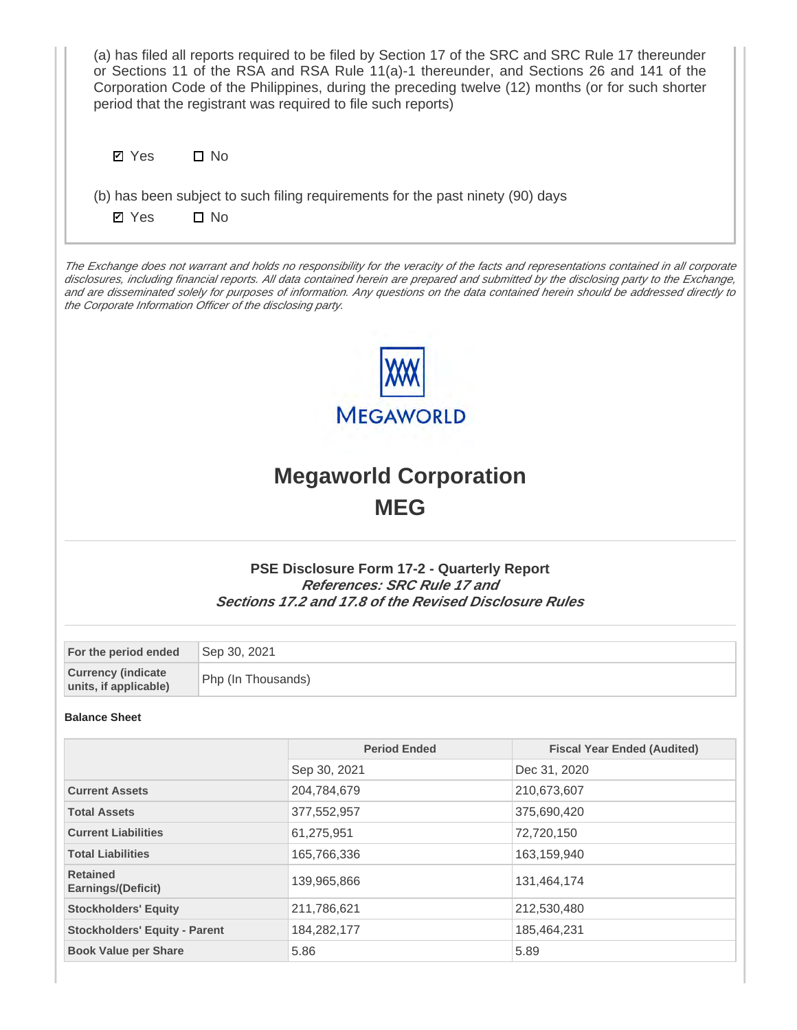(a) has filed all reports required to be filed by Section 17 of the SRC and SRC Rule 17 thereunder or Sections 11 of the RSA and RSA Rule 11(a)-1 thereunder, and Sections 26 and 141 of the Corporation Code of the Philippines, during the preceding twelve (12) months (or for such shorter period that the registrant was required to file such reports)

☑ Yes ☐ No

(b) has been subject to such filing requirements for the past ninety (90) days

☑ Yes ☐ No

*The Exchange does not warrant and holds no responsibility for the veracity of the facts and representations contained in all corporate disclosures, including financial reports. All data contained herein are prepared and submitted by the disclosing party to the Exchange, and are disseminated solely for purposes of information. Any questions on the data contained herein should be addressed directly to the Corporate Information Officer of the disclosing party.*

MEGAWORLD

# Megaworld Corporation
# MEG

### PSE Disclosure Form 17-2 - Quarterly Report
***References: SRC Rule 17 and Sections 17.2 and 17.8 of the Revised Disclosure Rules***

| | |
|---|---|
| **For the period ended** | Sep 30, 2021 |
| **Currency (indicate units, if applicable)** | Php (In Thousands) |

**Balance Sheet**

| | Period Ended | Fiscal Year Ended (Audited) |
|---|---|---|
| | Sep 30, 2021 | Dec 31, 2020 |
| **Current Assets** | 204,784,679 | 210,673,607 |
| **Total Assets** | 377,552,957 | 375,690,420 |
| **Current Liabilities** | 61,275,951 | 72,720,150 |
| **Total Liabilities** | 165,766,336 | 163,159,940 |
| **Retained Earnings/(Deficit)** | 139,965,866 | 131,464,174 |
| **Stockholders' Equity** | 211,786,621 | 212,530,480 |
| **Stockholders' Equity - Parent** | 184,282,177 | 185,464,231 |
| **Book Value per Share** | 5.86 | 5.89 |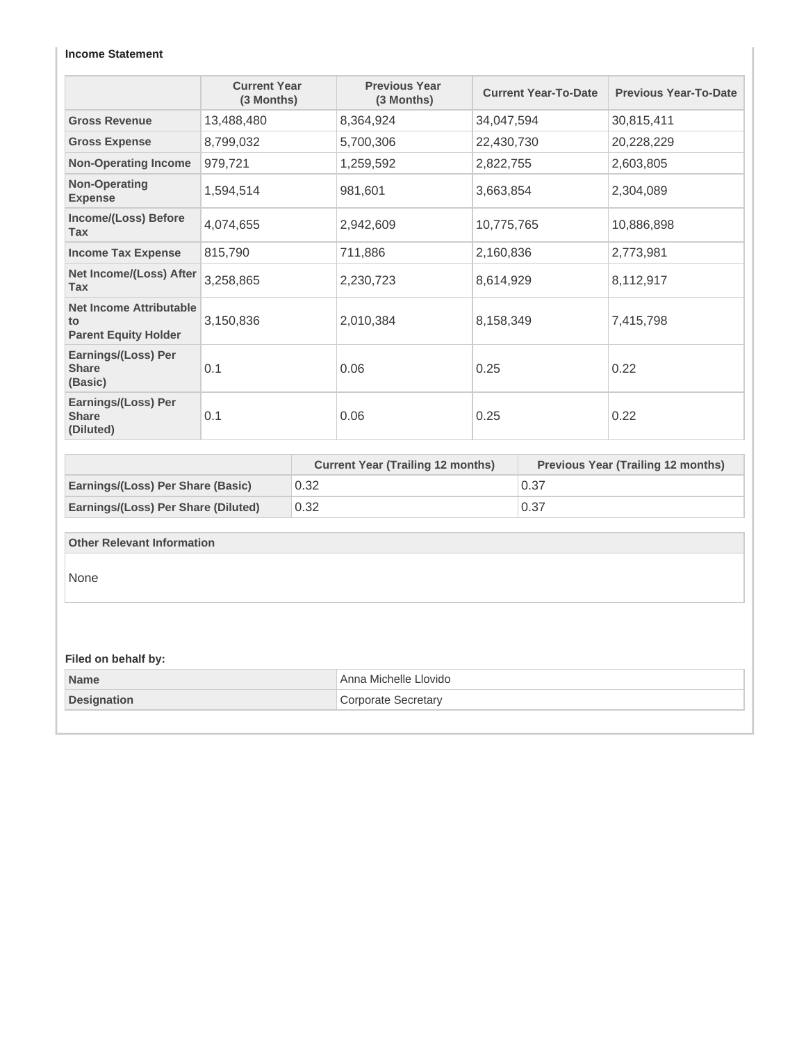**Income Statement**

| | Current Year (3 Months) | Previous Year (3 Months) | Current Year-To-Date | Previous Year-To-Date |
|---|---|---|---|---|
| **Gross Revenue** | 13,488,480 | 8,364,924 | 34,047,594 | 30,815,411 |
| **Gross Expense** | 8,799,032 | 5,700,306 | 22,430,730 | 20,228,229 |
| **Non-Operating Income** | 979,721 | 1,259,592 | 2,822,755 | 2,603,805 |
| **Non-Operating Expense** | 1,594,514 | 981,601 | 3,663,854 | 2,304,089 |
| **Income/(Loss) Before Tax** | 4,074,655 | 2,942,609 | 10,775,765 | 10,886,898 |
| **Income Tax Expense** | 815,790 | 711,886 | 2,160,836 | 2,773,981 |
| **Net Income/(Loss) After Tax** | 3,258,865 | 2,230,723 | 8,614,929 | 8,112,917 |
| **Net Income Attributable to Parent Equity Holder** | 3,150,836 | 2,010,384 | 8,158,349 | 7,415,798 |
| **Earnings/(Loss) Per Share (Basic)** | 0.1 | 0.06 | 0.25 | 0.22 |
| **Earnings/(Loss) Per Share (Diluted)** | 0.1 | 0.06 | 0.25 | 0.22 |

| | Current Year (Trailing 12 months) | Previous Year (Trailing 12 months) |
|---|---|---|
| **Earnings/(Loss) Per Share (Basic)** | 0.32 | 0.37 |
| **Earnings/(Loss) Per Share (Diluted)** | 0.32 | 0.37 |

**Other Relevant Information**

None

**Filed on behalf by:**

| | |
|---|---|
| **Name** | Anna Michelle Llovido |
| **Designation** | Corporate Secretary |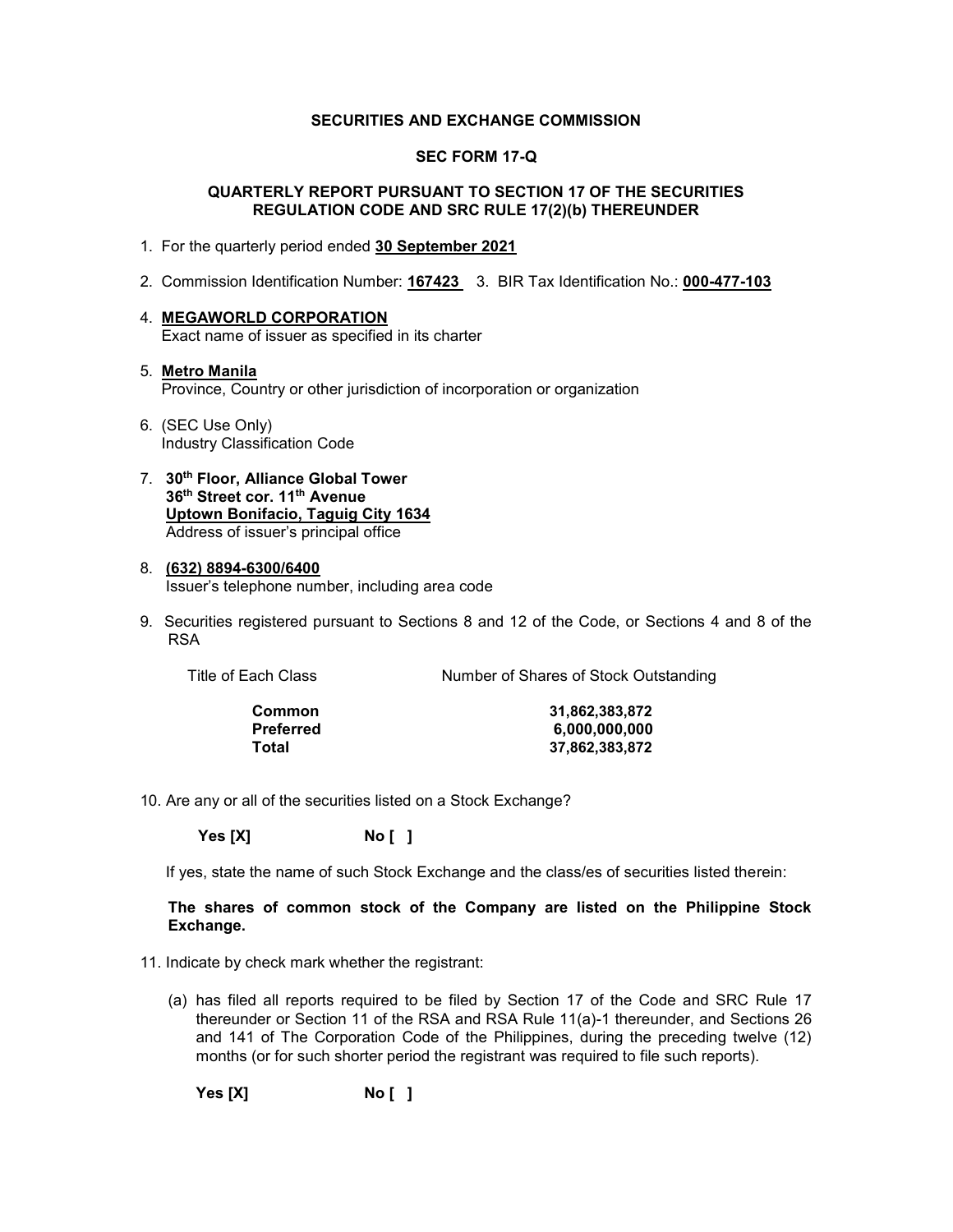**SECURITIES AND EXCHANGE COMMISSION**

**SEC FORM 17-Q**

**QUARTERLY REPORT PURSUANT TO SECTION 17 OF THE SECURITIES REGULATION CODE AND SRC RULE 17(2)(b) THEREUNDER**

1. For the quarterly period ended **30 September 2021**

2. Commission Identification Number: **167423** 3. BIR Tax Identification No.: **000-477-103**

4. **MEGAWORLD CORPORATION**
   Exact name of issuer as specified in its charter

5. **Metro Manila**
   Province, Country or other jurisdiction of incorporation or organization

6. (SEC Use Only)
   Industry Classification Code

7. **30th Floor, Alliance Global Tower**
   **36th Street cor. 11th Avenue**
   **Uptown Bonifacio, Taguig City 1634**
   Address of issuer's principal office

8. **(632) 8894-6300/6400**
   Issuer's telephone number, including area code

9. Securities registered pursuant to Sections 8 and 12 of the Code, or Sections 4 and 8 of the RSA

| Title of Each Class | Number of Shares of Stock Outstanding |
|---|---|
| **Common** | **31,862,383,872** |
| **Preferred** | **6,000,000,000** |
| **Total** | **37,862,383,872** |

10. Are any or all of the securities listed on a Stock Exchange?

    **Yes [X]** **No [ ]**

    If yes, state the name of such Stock Exchange and the class/es of securities listed therein:

    **The shares of common stock of the Company are listed on the Philippine Stock Exchange.**

11. Indicate by check mark whether the registrant:

    (a) has filed all reports required to be filed by Section 17 of the Code and SRC Rule 17 thereunder or Section 11 of the RSA and RSA Rule 11(a)-1 thereunder, and Sections 26 and 141 of The Corporation Code of the Philippines, during the preceding twelve (12) months (or for such shorter period the registrant was required to file such reports).

    **Yes [X]** **No [ ]**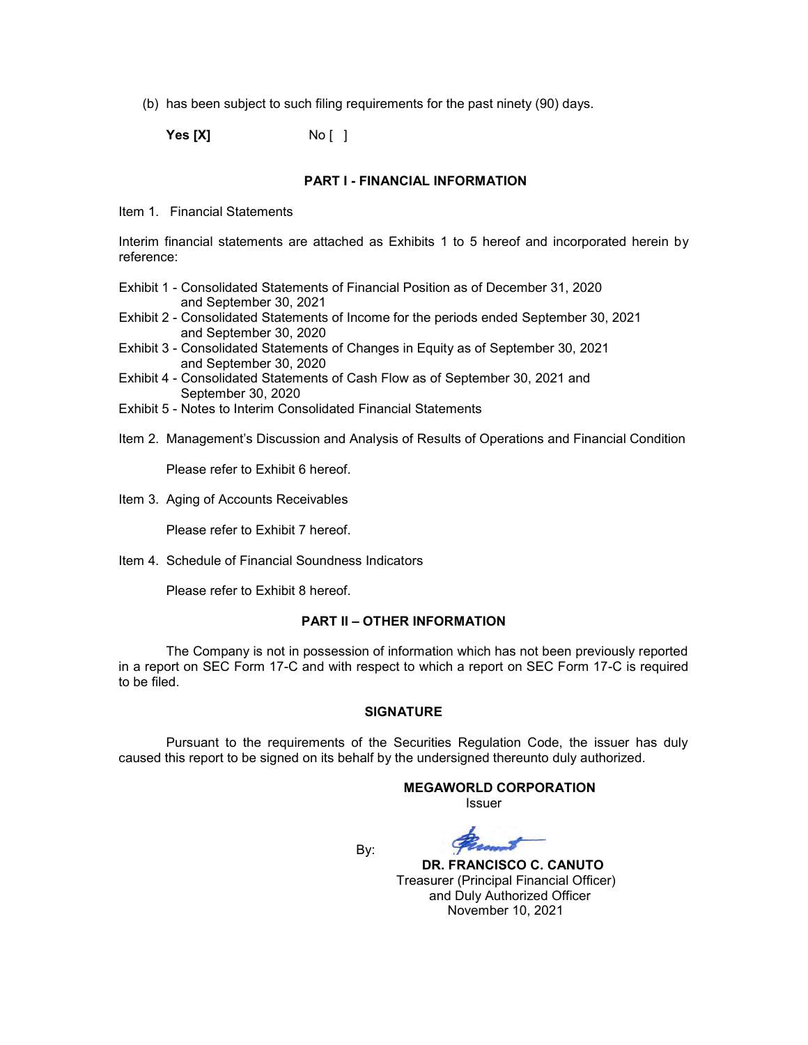(b) has been subject to such filing requirements for the past ninety (90) days.

**Yes [X]** No [ ]

## PART I - FINANCIAL INFORMATION

Item 1. Financial Statements

Interim financial statements are attached as Exhibits 1 to 5 hereof and incorporated herein by reference:

Exhibit 1 - Consolidated Statements of Financial Position as of December 31, 2020 and September 30, 2021
Exhibit 2 - Consolidated Statements of Income for the periods ended September 30, 2021 and September 30, 2020
Exhibit 3 - Consolidated Statements of Changes in Equity as of September 30, 2021 and September 30, 2020
Exhibit 4 - Consolidated Statements of Cash Flow as of September 30, 2021 and September 30, 2020
Exhibit 5 - Notes to Interim Consolidated Financial Statements

Item 2. Management's Discussion and Analysis of Results of Operations and Financial Condition

Please refer to Exhibit 6 hereof.

Item 3. Aging of Accounts Receivables

Please refer to Exhibit 7 hereof.

Item 4. Schedule of Financial Soundness Indicators

Please refer to Exhibit 8 hereof.

## PART II – OTHER INFORMATION

The Company is not in possession of information which has not been previously reported in a report on SEC Form 17-C and with respect to which a report on SEC Form 17-C is required to be filed.

## SIGNATURE

Pursuant to the requirements of the Securities Regulation Code, the issuer has duly caused this report to be signed on its behalf by the undersigned thereunto duly authorized.

**MEGAWORLD CORPORATION**
Issuer

By:

**DR. FRANCISCO C. CANUTO**
Treasurer (Principal Financial Officer)
and Duly Authorized Officer
November 10, 2021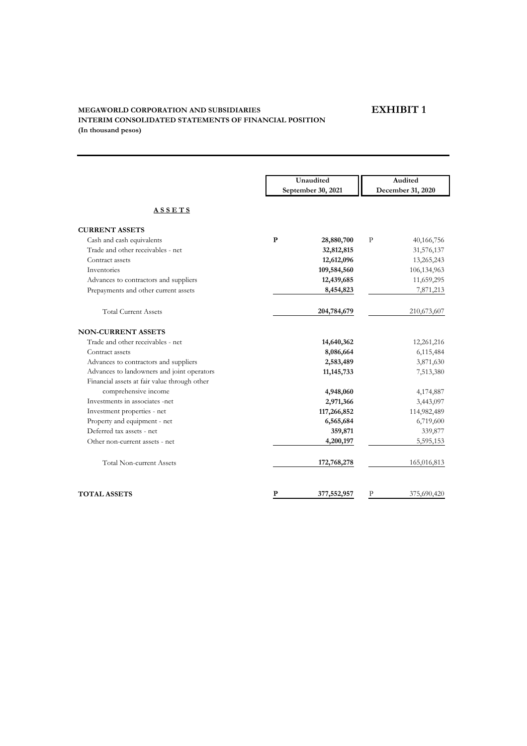**MEGAWORLD CORPORATION AND SUBSIDIARIES**
**INTERIM CONSOLIDATED STATEMENTS OF FINANCIAL POSITION**
**(In thousand pesos)**

# EXHIBIT 1

| | Unaudited September 30, 2021 | Audited December 31, 2020 |
|---|---|---|
| **A S S E T S** | | |
| **CURRENT ASSETS** | | |
| Cash and cash equivalents | P 28,880,700 | P 40,166,756 |
| Trade and other receivables - net | 32,812,815 | 31,576,137 |
| Contract assets | 12,612,096 | 13,265,243 |
| Inventories | 109,584,560 | 106,134,963 |
| Advances to contractors and suppliers | 12,439,685 | 11,659,295 |
| Prepayments and other current assets | 8,454,823 | 7,871,213 |
| Total Current Assets | 204,784,679 | 210,673,607 |
| **NON-CURRENT ASSETS** | | |
| Trade and other receivables - net | 14,640,362 | 12,261,216 |
| Contract assets | 8,086,664 | 6,115,484 |
| Advances to contractors and suppliers | 2,583,489 | 3,871,630 |
| Advances to landowners and joint operators | 11,145,733 | 7,513,380 |
| Financial assets at fair value through other comprehensive income | 4,948,060 | 4,174,887 |
| Investments in associates -net | 2,971,366 | 3,443,097 |
| Investment properties - net | 117,266,852 | 114,982,489 |
| Property and equipment - net | 6,565,684 | 6,719,600 |
| Deferred tax assets - net | 359,871 | 339,877 |
| Other non-current assets - net | 4,200,197 | 5,595,153 |
| Total Non-current Assets | 172,768,278 | 165,016,813 |
| **TOTAL ASSETS** | P 377,552,957 | P 375,690,420 |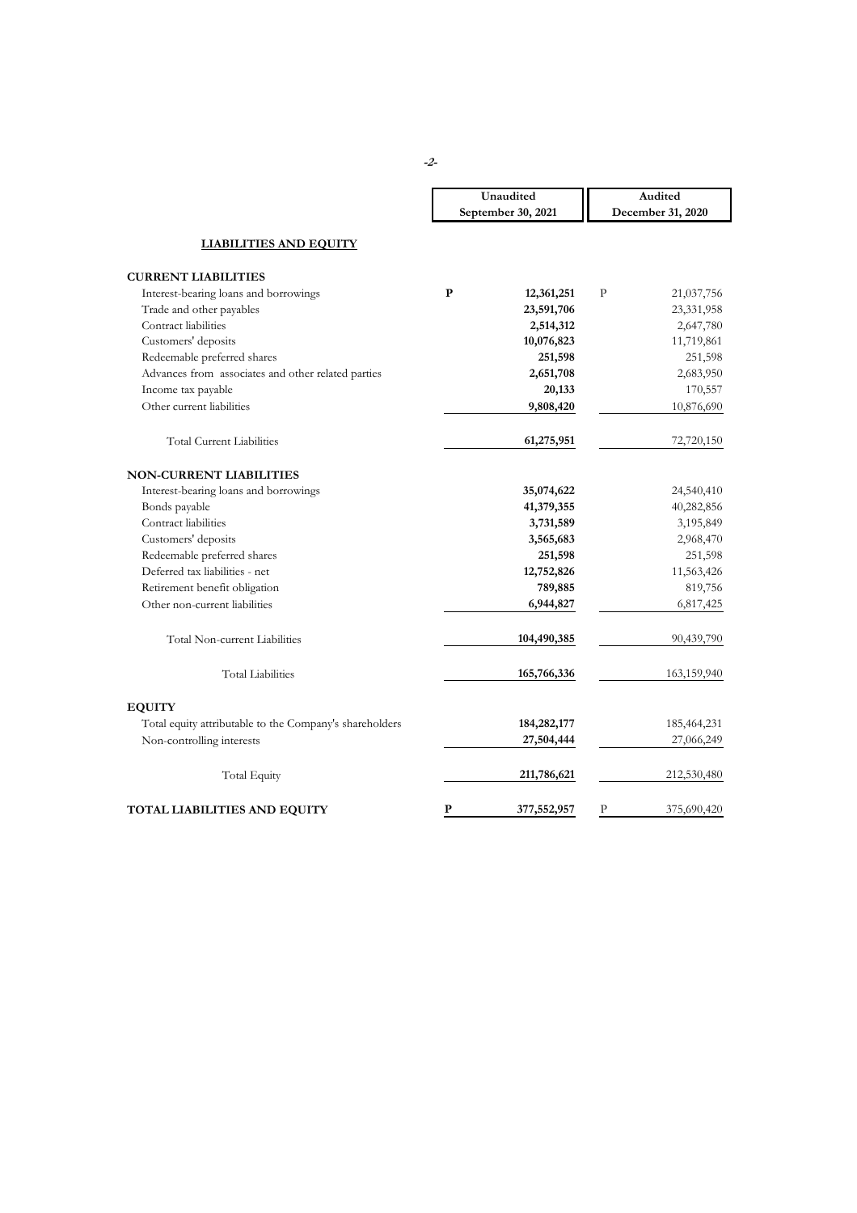| | Unaudited September 30, 2021 | Audited December 31, 2020 |
|---|---|---|
| **LIABILITIES AND EQUITY** | | |
| **CURRENT LIABILITIES** | | |
| Interest-bearing loans and borrowings | **P 12,361,251** | P 21,037,756 |
| Trade and other payables | **23,591,706** | 23,331,958 |
| Contract liabilities | **2,514,312** | 2,647,780 |
| Customers' deposits | **10,076,823** | 11,719,861 |
| Redeemable preferred shares | **251,598** | 251,598 |
| Advances from associates and other related parties | **2,651,708** | 2,683,950 |
| Income tax payable | **20,133** | 170,557 |
| Other current liabilities | **9,808,420** | 10,876,690 |
| Total Current Liabilities | **61,275,951** | 72,720,150 |
| **NON-CURRENT LIABILITIES** | | |
| Interest-bearing loans and borrowings | **35,074,622** | 24,540,410 |
| Bonds payable | **41,379,355** | 40,282,856 |
| Contract liabilities | **3,731,589** | 3,195,849 |
| Customers' deposits | **3,565,683** | 2,968,470 |
| Redeemable preferred shares | **251,598** | 251,598 |
| Deferred tax liabilities - net | **12,752,826** | 11,563,426 |
| Retirement benefit obligation | **789,885** | 819,756 |
| Other non-current liabilities | **6,944,827** | 6,817,425 |
| Total Non-current Liabilities | **104,490,385** | 90,439,790 |
| Total Liabilities | **165,766,336** | 163,159,940 |
| **EQUITY** | | |
| Total equity attributable to the Company's shareholders | **184,282,177** | 185,464,231 |
| Non-controlling interests | **27,504,444** | 27,066,249 |
| Total Equity | **211,786,621** | 212,530,480 |
| **TOTAL LIABILITIES AND EQUITY** | **P 377,552,957** | P 375,690,420 |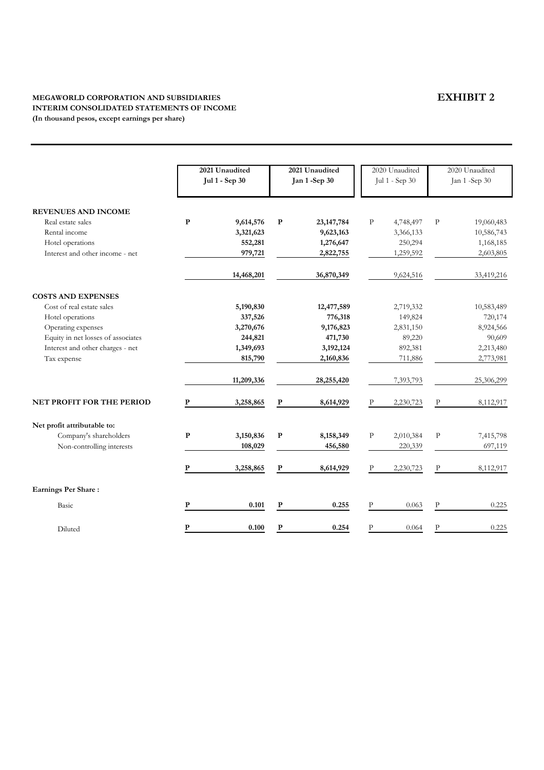**MEGAWORLD CORPORATION AND SUBSIDIARIES**
**INTERIM CONSOLIDATED STATEMENTS OF INCOME**
**(In thousand pesos, except earnings per share)**

# EXHIBIT 2

| | | **2021 Unaudited Jul 1 - Sep 30** | | **2021 Unaudited Jan 1 -Sep 30** | | 2020 Unaudited Jul 1 - Sep 30 | | 2020 Unaudited Jan 1 -Sep 30 |
|---|---|---|---|---|---|---|---|---|
| **REVENUES AND INCOME** | | | | | | | | |
| Real estate sales | **P** | **9,614,576** | **P** | **23,147,784** | P | 4,748,497 | P | 19,060,483 |
| Rental income | | **3,321,623** | | **9,623,163** | | 3,366,133 | | 10,586,743 |
| Hotel operations | | **552,281** | | **1,276,647** | | 250,294 | | 1,168,185 |
| Interest and other income - net | | **979,721** | | **2,822,755** | | 1,259,592 | | 2,603,805 |
| | | **14,468,201** | | **36,870,349** | | 9,624,516 | | 33,419,216 |
| **COSTS AND EXPENSES** | | | | | | | | |
| Cost of real estate sales | | **5,190,830** | | **12,477,589** | | 2,719,332 | | 10,583,489 |
| Hotel operations | | **337,526** | | **776,318** | | 149,824 | | 720,174 |
| Operating expenses | | **3,270,676** | | **9,176,823** | | 2,831,150 | | 8,924,566 |
| Equity in net losses of associates | | **244,821** | | **471,730** | | 89,220 | | 90,609 |
| Interest and other charges - net | | **1,349,693** | | **3,192,124** | | 892,381 | | 2,213,480 |
| Tax expense | | **815,790** | | **2,160,836** | | 711,886 | | 2,773,981 |
| | | **11,209,336** | | **28,255,420** | | 7,393,793 | | 25,306,299 |
| **NET PROFIT FOR THE PERIOD** | **P** | **3,258,865** | **P** | **8,614,929** | P | 2,230,723 | P | 8,112,917 |
| **Net profit attributable to:** | | | | | | | | |
| Company's shareholders | **P** | **3,150,836** | **P** | **8,158,349** | P | 2,010,384 | P | 7,415,798 |
| Non-controlling interests | | **108,029** | | **456,580** | | 220,339 | | 697,119 |
| | **P** | **3,258,865** | **P** | **8,614,929** | P | 2,230,723 | P | 8,112,917 |
| **Earnings Per Share :** | | | | | | | | |
| Basic | **P** | **0.101** | **P** | **0.255** | P | 0.063 | P | 0.225 |
| Diluted | **P** | **0.100** | **P** | **0.254** | P | 0.064 | P | 0.225 |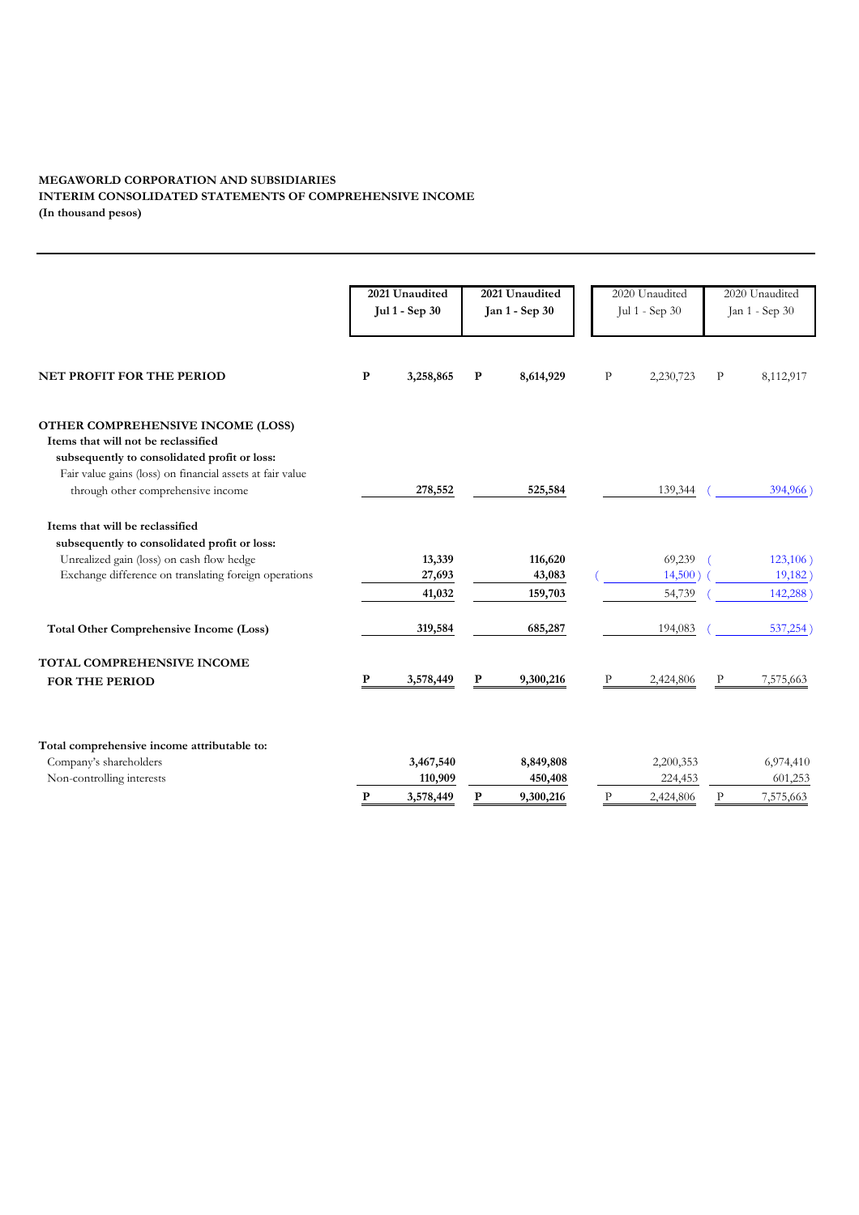**MEGAWORLD CORPORATION AND SUBSIDIARIES**
**INTERIM CONSOLIDATED STATEMENTS OF COMPREHENSIVE INCOME**
**(In thousand pesos)**

| | 2021 Unaudited Jul 1 - Sep 30 | 2021 Unaudited Jan 1 - Sep 30 | 2020 Unaudited Jul 1 - Sep 30 | 2020 Unaudited Jan 1 - Sep 30 |
|---|---|---|---|---|
| **NET PROFIT FOR THE PERIOD** | P 3,258,865 | P 8,614,929 | P 2,230,723 | P 8,112,917 |
| **OTHER COMPREHENSIVE INCOME (LOSS)** | | | | |
| **Items that will not be reclassified subsequently to consolidated profit or loss:** | | | | |
| Fair value gains (loss) on financial assets at fair value through other comprehensive income | 278,552 | 525,584 | 139,344 | ( 394,966 ) |
| **Items that will be reclassified subsequently to consolidated profit or loss:** | | | | |
| Unrealized gain (loss) on cash flow hedge | 13,339 | 116,620 | 69,239 | ( 123,106 ) |
| Exchange difference on translating foreign operations | 27,693 | 43,083 | ( 14,500 ) | ( 19,182 ) |
| | 41,032 | 159,703 | 54,739 | ( 142,288 ) |
| **Total Other Comprehensive Income (Loss)** | 319,584 | 685,287 | 194,083 | ( 537,254 ) |
| **TOTAL COMPREHENSIVE INCOME FOR THE PERIOD** | P 3,578,449 | P 9,300,216 | P 2,424,806 | P 7,575,663 |
| **Total comprehensive income attributable to:** | | | | |
| Company's shareholders | 3,467,540 | 8,849,808 | 2,200,353 | 6,974,410 |
| Non-controlling interests | 110,909 | 450,408 | 224,453 | 601,253 |
| | P 3,578,449 | P 9,300,216 | P 2,424,806 | P 7,575,663 |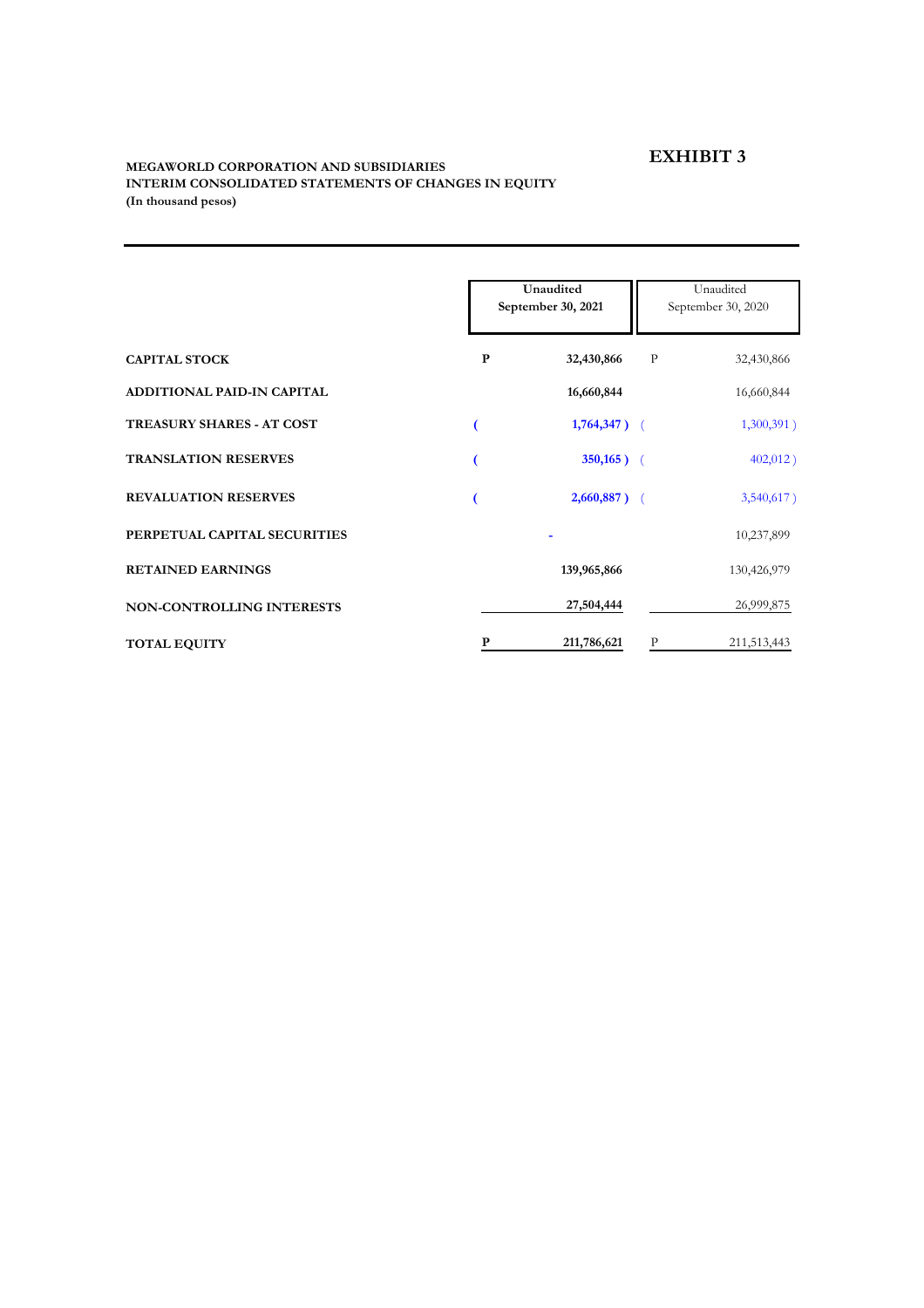# EXHIBIT 3

**MEGAWORLD CORPORATION AND SUBSIDIARIES**
**INTERIM CONSOLIDATED STATEMENTS OF CHANGES IN EQUITY**
**(In thousand pesos)**

| | Unaudited September 30, 2021 | Unaudited September 30, 2020 |
|---|---|---|
| **CAPITAL STOCK** | **P 32,430,866** | P 32,430,866 |
| **ADDITIONAL PAID-IN CAPITAL** | **16,660,844** | 16,660,844 |
| **TREASURY SHARES - AT COST** | **( 1,764,347 )** | ( 1,300,391 ) |
| **TRANSLATION RESERVES** | **( 350,165 )** | ( 402,012 ) |
| **REVALUATION RESERVES** | **( 2,660,887 )** | ( 3,540,617 ) |
| **PERPETUAL CAPITAL SECURITIES** | **-** | 10,237,899 |
| **RETAINED EARNINGS** | **139,965,866** | 130,426,979 |
| **NON-CONTROLLING INTERESTS** | **27,504,444** | 26,999,875 |
| **TOTAL EQUITY** | **P 211,786,621** | P 211,513,443 |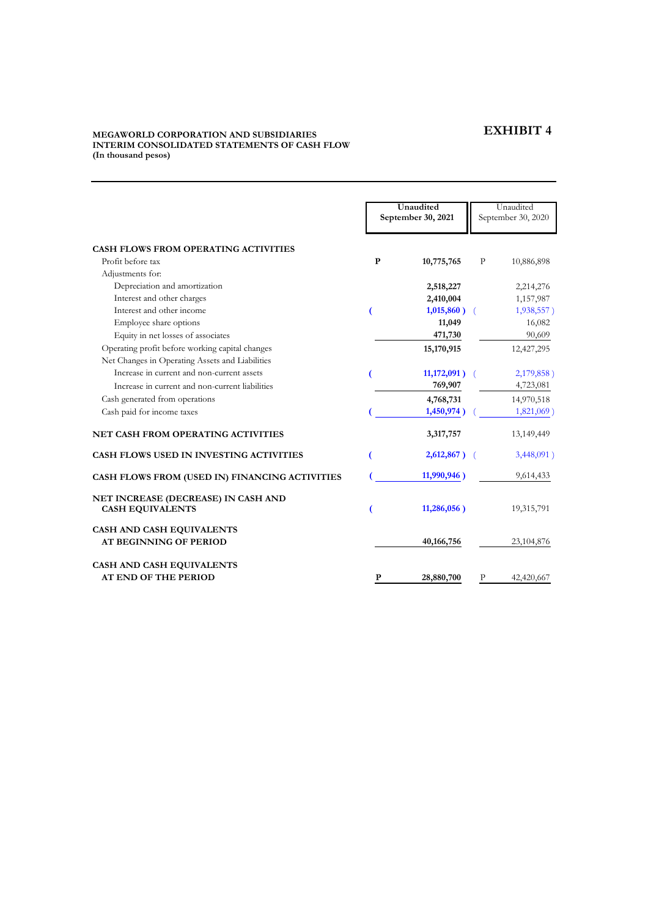**EXHIBIT 4**

**MEGAWORLD CORPORATION AND SUBSIDIARIES**
**INTERIM CONSOLIDATED STATEMENTS OF CASH FLOW**
**(In thousand pesos)**

| | Unaudited September 30, 2021 | Unaudited September 30, 2020 |
|---|---|---|
| **CASH FLOWS FROM OPERATING ACTIVITIES** | | |
| Profit before tax | P 10,775,765 | P 10,886,898 |
| Adjustments for: | | |
| Depreciation and amortization | 2,518,227 | 2,214,276 |
| Interest and other charges | 2,410,004 | 1,157,987 |
| Interest and other income | ( 1,015,860 ) | ( 1,938,557 ) |
| Employee share options | 11,049 | 16,082 |
| Equity in net losses of associates | 471,730 | 90,609 |
| Operating profit before working capital changes | 15,170,915 | 12,427,295 |
| Net Changes in Operating Assets and Liabilities | | |
| Increase in current and non-current assets | ( 11,172,091 ) | ( 2,179,858 ) |
| Increase in current and non-current liabilities | 769,907 | 4,723,081 |
| Cash generated from operations | 4,768,731 | 14,970,518 |
| Cash paid for income taxes | ( 1,450,974 ) | ( 1,821,069 ) |
| **NET CASH FROM OPERATING ACTIVITIES** | 3,317,757 | 13,149,449 |
| **CASH FLOWS USED IN INVESTING ACTIVITIES** | ( 2,612,867 ) | ( 3,448,091 ) |
| **CASH FLOWS FROM (USED IN) FINANCING ACTIVITIES** | ( 11,990,946 ) | 9,614,433 |
| **NET INCREASE (DECREASE) IN CASH AND CASH EQUIVALENTS** | ( 11,286,056 ) | 19,315,791 |
| **CASH AND CASH EQUIVALENTS AT BEGINNING OF PERIOD** | 40,166,756 | 23,104,876 |
| **CASH AND CASH EQUIVALENTS AT END OF THE PERIOD** | P 28,880,700 | P 42,420,667 |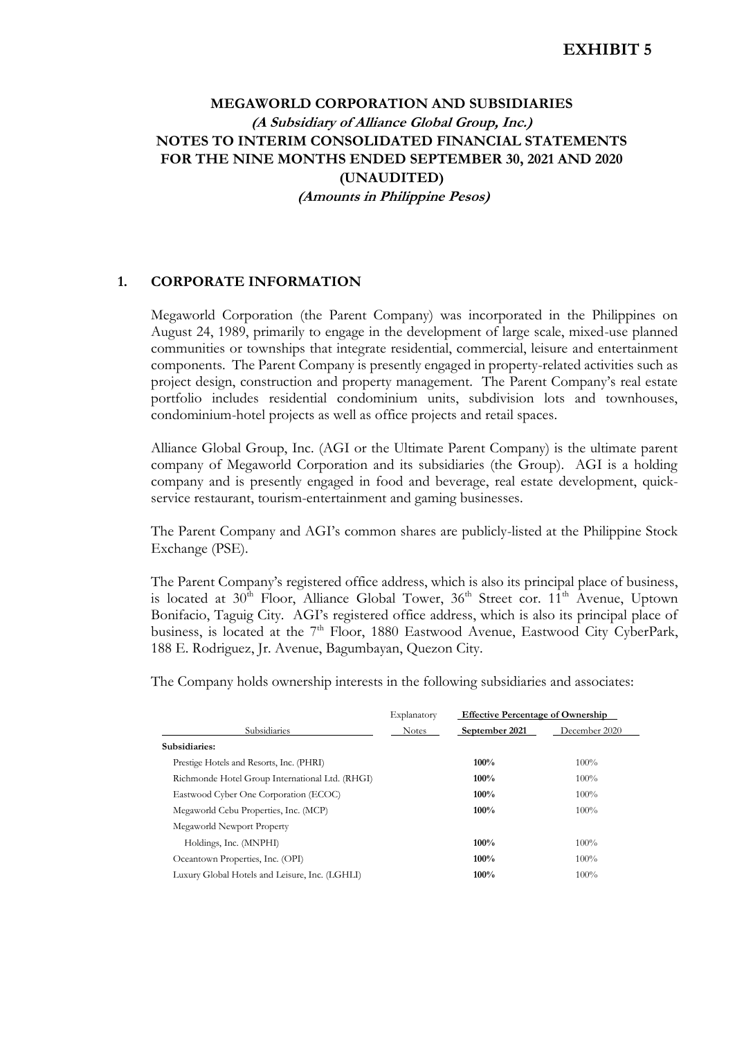**EXHIBIT 5**

# MEGAWORLD CORPORATION AND SUBSIDIARIES
***(A Subsidiary of Alliance Global Group, Inc.)***
## NOTES TO INTERIM CONSOLIDATED FINANCIAL STATEMENTS FOR THE NINE MONTHS ENDED SEPTEMBER 30, 2021 AND 2020 (UNAUDITED)
***(Amounts in Philippine Pesos)***

## 1. CORPORATE INFORMATION

Megaworld Corporation (the Parent Company) was incorporated in the Philippines on August 24, 1989, primarily to engage in the development of large scale, mixed-use planned communities or townships that integrate residential, commercial, leisure and entertainment components. The Parent Company is presently engaged in property-related activities such as project design, construction and property management. The Parent Company's real estate portfolio includes residential condominium units, subdivision lots and townhouses, condominium-hotel projects as well as office projects and retail spaces.

Alliance Global Group, Inc. (AGI or the Ultimate Parent Company) is the ultimate parent company of Megaworld Corporation and its subsidiaries (the Group). AGI is a holding company and is presently engaged in food and beverage, real estate development, quick-service restaurant, tourism-entertainment and gaming businesses.

The Parent Company and AGI's common shares are publicly-listed at the Philippine Stock Exchange (PSE).

The Parent Company's registered office address, which is also its principal place of business, is located at 30th Floor, Alliance Global Tower, 36th Street cor. 11th Avenue, Uptown Bonifacio, Taguig City. AGI's registered office address, which is also its principal place of business, is located at the 7th Floor, 1880 Eastwood Avenue, Eastwood City CyberPark, 188 E. Rodriguez, Jr. Avenue, Bagumbayan, Quezon City.

The Company holds ownership interests in the following subsidiaries and associates:

| Subsidiaries | Explanatory Notes | Effective Percentage of Ownership | |
|---|---|---|---|
| | | **September 2021** | December 2020 |
| **Subsidiaries:** | | | |
| Prestige Hotels and Resorts, Inc. (PHRI) | | **100%** | 100% |
| Richmonde Hotel Group International Ltd. (RHGI) | | **100%** | 100% |
| Eastwood Cyber One Corporation (ECOC) | | **100%** | 100% |
| Megaworld Cebu Properties, Inc. (MCP) | | **100%** | 100% |
| Megaworld Newport Property Holdings, Inc. (MNPHI) | | **100%** | 100% |
| Oceantown Properties, Inc. (OPI) | | **100%** | 100% |
| Luxury Global Hotels and Leisure, Inc. (LGHLI) | | **100%** | 100% |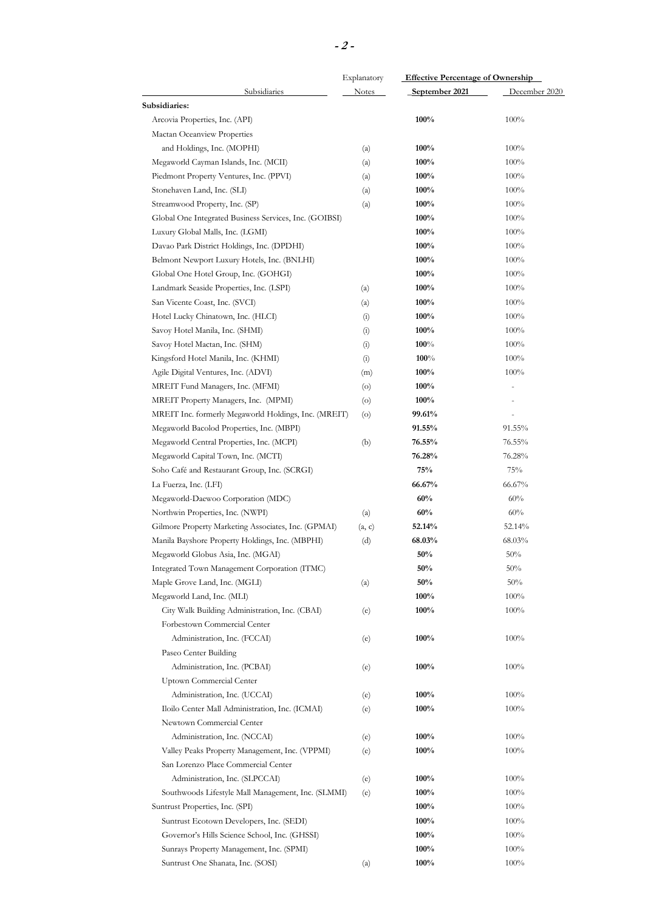| Subsidiaries | Explanatory Notes | Effective Percentage of Ownership | |
|---|---|---|---|
| | | **September 2021** | December 2020 |
| **Subsidiaries:** | | | |
| Arcovia Properties, Inc. (API) | | **100%** | 100% |
| Mactan Oceanview Properties and Holdings, Inc. (MOPHI) | (a) | **100%** | 100% |
| Megaworld Cayman Islands, Inc. (MCII) | (a) | **100%** | 100% |
| Piedmont Property Ventures, Inc. (PPVI) | (a) | **100%** | 100% |
| Stonehaven Land, Inc. (SLI) | (a) | **100%** | 100% |
| Streamwood Property, Inc. (SP) | (a) | **100%** | 100% |
| Global One Integrated Business Services, Inc. (GOIBSI) | | **100%** | 100% |
| Luxury Global Malls, Inc. (LGMI) | | **100%** | 100% |
| Davao Park District Holdings, Inc. (DPDHI) | | **100%** | 100% |
| Belmont Newport Luxury Hotels, Inc. (BNLHI) | | **100%** | 100% |
| Global One Hotel Group, Inc. (GOHGI) | | **100%** | 100% |
| Landmark Seaside Properties, Inc. (LSPI) | (a) | **100%** | 100% |
| San Vicente Coast, Inc. (SVCI) | (a) | **100%** | 100% |
| Hotel Lucky Chinatown, Inc. (HLCI) | (i) | **100%** | 100% |
| Savoy Hotel Manila, Inc. (SHMI) | (i) | **100%** | 100% |
| Savoy Hotel Mactan, Inc. (SHM) | (i) | **100%** | 100% |
| Kingsford Hotel Manila, Inc. (KHMI) | (i) | **100%** | 100% |
| Agile Digital Ventures, Inc. (ADVI) | (m) | **100%** | 100% |
| MREIT Fund Managers, Inc. (MFMI) | (o) | **100%** | - |
| MREIT Property Managers, Inc. (MPMI) | (o) | **100%** | - |
| MREIT Inc. formerly Megaworld Holdings, Inc. (MREIT) | (o) | **99.61%** | - |
| Megaworld Bacolod Properties, Inc. (MBPI) | | **91.55%** | 91.55% |
| Megaworld Central Properties, Inc. (MCPI) | (b) | **76.55%** | 76.55% |
| Megaworld Capital Town, Inc. (MCTI) | | **76.28%** | 76.28% |
| Soho Café and Restaurant Group, Inc. (SCRGI) | | **75%** | 75% |
| La Fuerza, Inc. (LFI) | | **66.67%** | 66.67% |
| Megaworld-Daewoo Corporation (MDC) | | **60%** | 60% |
| Northwin Properties, Inc. (NWPI) | (a) | **60%** | 60% |
| Gilmore Property Marketing Associates, Inc. (GPMAI) | (a, c) | **52.14%** | 52.14% |
| Manila Bayshore Property Holdings, Inc. (MBPHI) | (d) | **68.03%** | 68.03% |
| Megaworld Globus Asia, Inc. (MGAI) | | **50%** | 50% |
| Integrated Town Management Corporation (ITMC) | | **50%** | 50% |
| Maple Grove Land, Inc. (MGLI) | (a) | **50%** | 50% |
| Megaworld Land, Inc. (MLI) | | **100%** | 100% |
| City Walk Building Administration, Inc. (CBAI) | (e) | **100%** | 100% |
| Forbestown Commercial Center Administration, Inc. (FCCAI) | (e) | **100%** | 100% |
| Paseo Center Building Administration, Inc. (PCBAI) | (e) | **100%** | 100% |
| Uptown Commercial Center Administration, Inc. (UCCAI) | (e) | **100%** | 100% |
| Iloilo Center Mall Administration, Inc. (ICMAI) | (e) | **100%** | 100% |
| Newtown Commercial Center Administration, Inc. (NCCAI) | (e) | **100%** | 100% |
| Valley Peaks Property Management, Inc. (VPPMI) | (e) | **100%** | 100% |
| San Lorenzo Place Commercial Center Administration, Inc. (SLPCCAI) | (e) | **100%** | 100% |
| Southwoods Lifestyle Mall Management, Inc. (SLMMI) | (e) | **100%** | 100% |
| Suntrust Properties, Inc. (SPI) | | **100%** | 100% |
| Suntrust Ecotown Developers, Inc. (SEDI) | | **100%** | 100% |
| Governor's Hills Science School, Inc. (GHSSI) | | **100%** | 100% |
| Sunrays Property Management, Inc. (SPMI) | | **100%** | 100% |
| Suntrust One Shanata, Inc. (SOSI) | (a) | **100%** | 100% |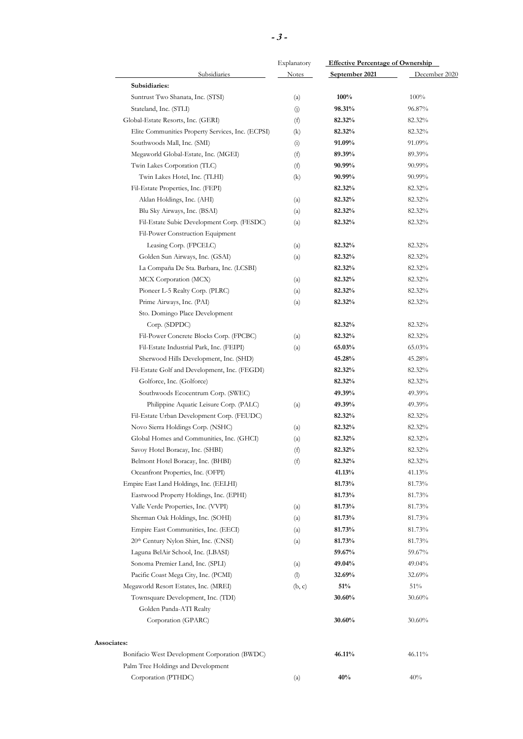| Subsidiaries | Explanatory Notes | Effective Percentage of Ownership | |
|---|---|---|---|
| | | **September 2021** | December 2020 |
| **Subsidiaries:** | | | |
| Suntrust Two Shanata, Inc. (STSI) | (a) | **100%** | 100% |
| Stateland, Inc. (STLI) | (j) | **98.31%** | 96.87% |
| Global-Estate Resorts, Inc. (GERI) | (f) | **82.32%** | 82.32% |
| Elite Communities Property Services, Inc. (ECPSI) | (k) | **82.32%** | 82.32% |
| Southwoods Mall, Inc. (SMI) | (i) | **91.09%** | 91.09% |
| Megaworld Global-Estate, Inc. (MGEI) | (f) | **89.39%** | 89.39% |
| Twin Lakes Corporation (TLC) | (f) | **90.99%** | 90.99% |
| Twin Lakes Hotel, Inc. (TLHI) | (k) | **90.99%** | 90.99% |
| Fil-Estate Properties, Inc. (FEPI) | | **82.32%** | 82.32% |
| Aklan Holdings, Inc. (AHI) | (a) | **82.32%** | 82.32% |
| Blu Sky Airways, Inc. (BSAI) | (a) | **82.32%** | 82.32% |
| Fil-Estate Subic Development Corp. (FESDC) | (a) | **82.32%** | 82.32% |
| Fil-Power Construction Equipment Leasing Corp. (FPCELC) | (a) | **82.32%** | 82.32% |
| Golden Sun Airways, Inc. (GSAI) | (a) | **82.32%** | 82.32% |
| La Compaña De Sta. Barbara, Inc. (LCSBI) | | **82.32%** | 82.32% |
| MCX Corporation (MCX) | (a) | **82.32%** | 82.32% |
| Pioneer L-5 Realty Corp. (PLRC) | (a) | **82.32%** | 82.32% |
| Prime Airways, Inc. (PAI) | (a) | **82.32%** | 82.32% |
| Sto. Domingo Place Development Corp. (SDPDC) | | **82.32%** | 82.32% |
| Fil-Power Concrete Blocks Corp. (FPCBC) | (a) | **82.32%** | 82.32% |
| Fil-Estate Industrial Park, Inc. (FEIPI) | (a) | **65.03%** | 65.03% |
| Sherwood Hills Development, Inc. (SHD) | | **45.28%** | 45.28% |
| Fil-Estate Golf and Development, Inc. (FEGDI) | | **82.32%** | 82.32% |
| Golforce, Inc. (Golforce) | | **82.32%** | 82.32% |
| Southwoods Ecocentrum Corp. (SWEC) | | **49.39%** | 49.39% |
| Philippine Aquatic Leisure Corp. (PALC) | (a) | **49.39%** | 49.39% |
| Fil-Estate Urban Development Corp. (FEUDC) | | **82.32%** | 82.32% |
| Novo Sierra Holdings Corp. (NSHC) | (a) | **82.32%** | 82.32% |
| Global Homes and Communities, Inc. (GHCI) | (a) | **82.32%** | 82.32% |
| Savoy Hotel Boracay, Inc. (SHBI) | (f) | **82.32%** | 82.32% |
| Belmont Hotel Boracay, Inc. (BHBI) | (f) | **82.32%** | 82.32% |
| Oceanfront Properties, Inc. (OFPI) | | **41.13%** | 41.13% |
| Empire East Land Holdings, Inc. (EELHI) | | **81.73%** | 81.73% |
| Eastwood Property Holdings, Inc. (EPHI) | | **81.73%** | 81.73% |
| Valle Verde Properties, Inc. (VVPI) | (a) | **81.73%** | 81.73% |
| Sherman Oak Holdings, Inc. (SOHI) | (a) | **81.73%** | 81.73% |
| Empire East Communities, Inc. (EECI) | (a) | **81.73%** | 81.73% |
| 20th Century Nylon Shirt, Inc. (CNSI) | (a) | **81.73%** | 81.73% |
| Laguna BelAir School, Inc. (LBASI) | | **59.67%** | 59.67% |
| Sonoma Premier Land, Inc. (SPLI) | (a) | **49.04%** | 49.04% |
| Pacific Coast Mega City, Inc. (PCMI) | (l) | **32.69%** | 32.69% |
| Megaworld Resort Estates, Inc. (MREI) | (b, c) | **51%** | 51% |
| Townsquare Development, Inc. (TDI) | | **30.60%** | 30.60% |
| Golden Panda-ATI Realty Corporation (GPARC) | | **30.60%** | 30.60% |
| **Associates:** | | | |
| Bonifacio West Development Corporation (BWDC) | | **46.11%** | 46.11% |
| Palm Tree Holdings and Development Corporation (PTHDC) | (a) | **40%** | 40% |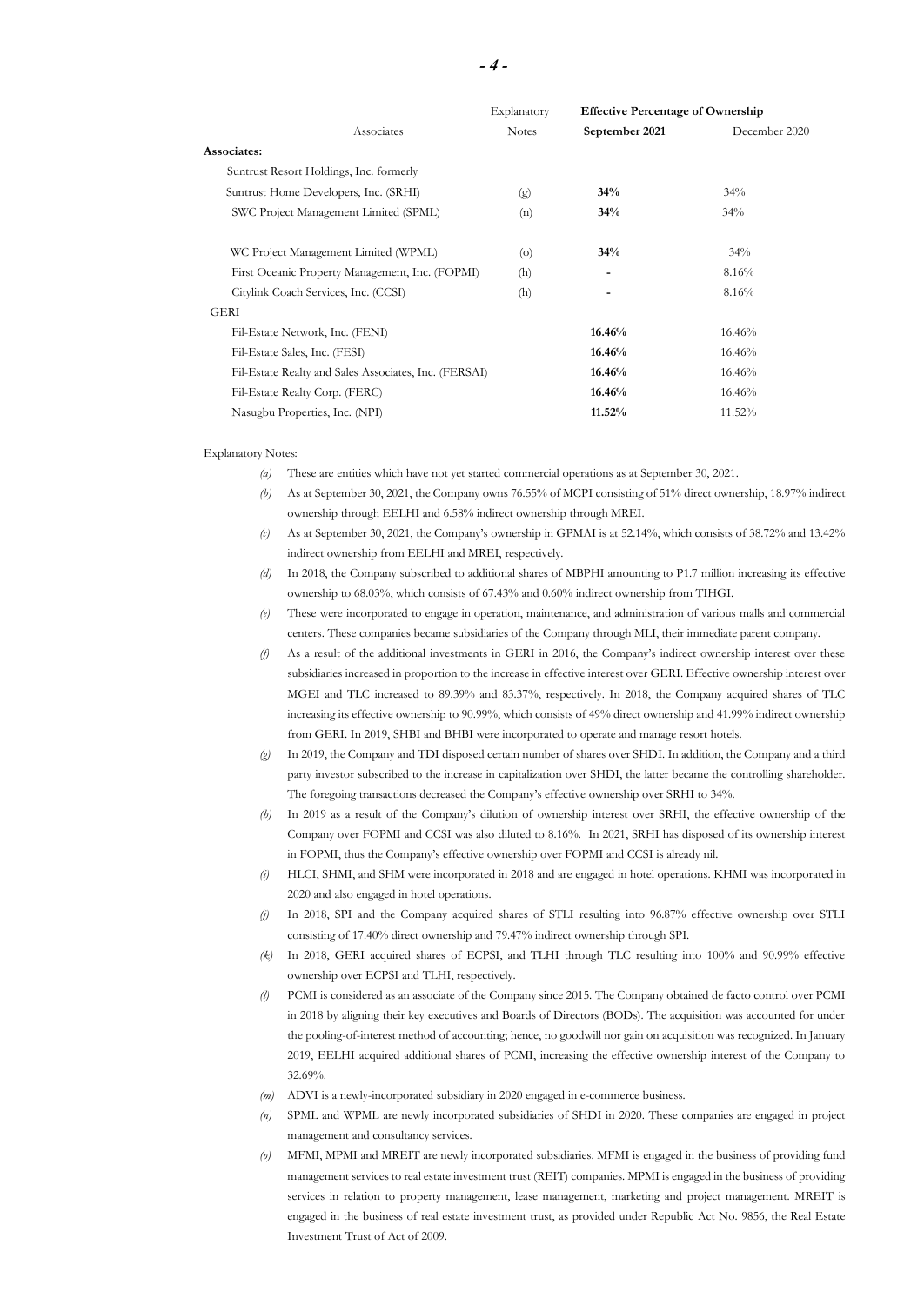| Associates | Explanatory Notes | Effective Percentage of Ownership September 2021 | December 2020 |
|---|---|---|---|
| **Associates:** | | | |
| Suntrust Resort Holdings, Inc. formerly Suntrust Home Developers, Inc. (SRHI) | (g) | **34%** | 34% |
| SWC Project Management Limited (SPML) | (n) | **34%** | 34% |
| WC Project Management Limited (WPML) | (o) | **34%** | 34% |
| First Oceanic Property Management, Inc. (FOPMI) | (h) | **-** | 8.16% |
| Citylink Coach Services, Inc. (CCSI) | (h) | **-** | 8.16% |
| GERI | | | |
| Fil-Estate Network, Inc. (FENI) | | **16.46%** | 16.46% |
| Fil-Estate Sales, Inc. (FESI) | | **16.46%** | 16.46% |
| Fil-Estate Realty and Sales Associates, Inc. (FERSAI) | | **16.46%** | 16.46% |
| Fil-Estate Realty Corp. (FERC) | | **16.46%** | 16.46% |
| Nasugbu Properties, Inc. (NPI) | | **11.52%** | 11.52% |

Explanatory Notes:

*(a)* These are entities which have not yet started commercial operations as at September 30, 2021.

*(b)* As at September 30, 2021, the Company owns 76.55% of MCPI consisting of 51% direct ownership, 18.97% indirect ownership through EELHI and 6.58% indirect ownership through MREI.

*(c)* As at September 30, 2021, the Company's ownership in GPMAI is at 52.14%, which consists of 38.72% and 13.42% indirect ownership from EELHI and MREI, respectively.

*(d)* In 2018, the Company subscribed to additional shares of MBPHI amounting to P1.7 million increasing its effective ownership to 68.03%, which consists of 67.43% and 0.60% indirect ownership from TIHGI.

*(e)* These were incorporated to engage in operation, maintenance, and administration of various malls and commercial centers. These companies became subsidiaries of the Company through MLI, their immediate parent company.

*(f)* As a result of the additional investments in GERI in 2016, the Company's indirect ownership interest over these subsidiaries increased in proportion to the increase in effective interest over GERI. Effective ownership interest over MGEI and TLC increased to 89.39% and 83.37%, respectively. In 2018, the Company acquired shares of TLC increasing its effective ownership to 90.99%, which consists of 49% direct ownership and 41.99% indirect ownership from GERI. In 2019, SHBI and BHBI were incorporated to operate and manage resort hotels.

*(g)* In 2019, the Company and TDI disposed certain number of shares over SHDI. In addition, the Company and a third party investor subscribed to the increase in capitalization over SHDI, the latter became the controlling shareholder. The foregoing transactions decreased the Company's effective ownership over SRHI to 34%.

*(h)* In 2019 as a result of the Company's dilution of ownership interest over SRHI, the effective ownership of the Company over FOPMI and CCSI was also diluted to 8.16%. In 2021, SRHI has disposed of its ownership interest in FOPMI, thus the Company's effective ownership over FOPMI and CCSI is already nil.

*(i)* HLCI, SHMI, and SHM were incorporated in 2018 and are engaged in hotel operations. KHMI was incorporated in 2020 and also engaged in hotel operations.

*(j)* In 2018, SPI and the Company acquired shares of STLI resulting into 96.87% effective ownership over STLI consisting of 17.40% direct ownership and 79.47% indirect ownership through SPI.

*(k)* In 2018, GERI acquired shares of ECPSI, and TLHI through TLC resulting into 100% and 90.99% effective ownership over ECPSI and TLHI, respectively.

*(l)* PCMI is considered as an associate of the Company since 2015. The Company obtained de facto control over PCMI in 2018 by aligning their key executives and Boards of Directors (BODs). The acquisition was accounted for under the pooling-of-interest method of accounting; hence, no goodwill nor gain on acquisition was recognized. In January 2019, EELHI acquired additional shares of PCMI, increasing the effective ownership interest of the Company to 32.69%.

*(m)* ADVI is a newly-incorporated subsidiary in 2020 engaged in e-commerce business.

*(n)* SPML and WPML are newly incorporated subsidiaries of SHDI in 2020. These companies are engaged in project management and consultancy services.

*(o)* MFMI, MPMI and MREIT are newly incorporated subsidiaries. MFMI is engaged in the business of providing fund management services to real estate investment trust (REIT) companies. MPMI is engaged in the business of providing services in relation to property management, lease management, marketing and project management. MREIT is engaged in the business of real estate investment trust, as provided under Republic Act No. 9856, the Real Estate Investment Trust of Act of 2009.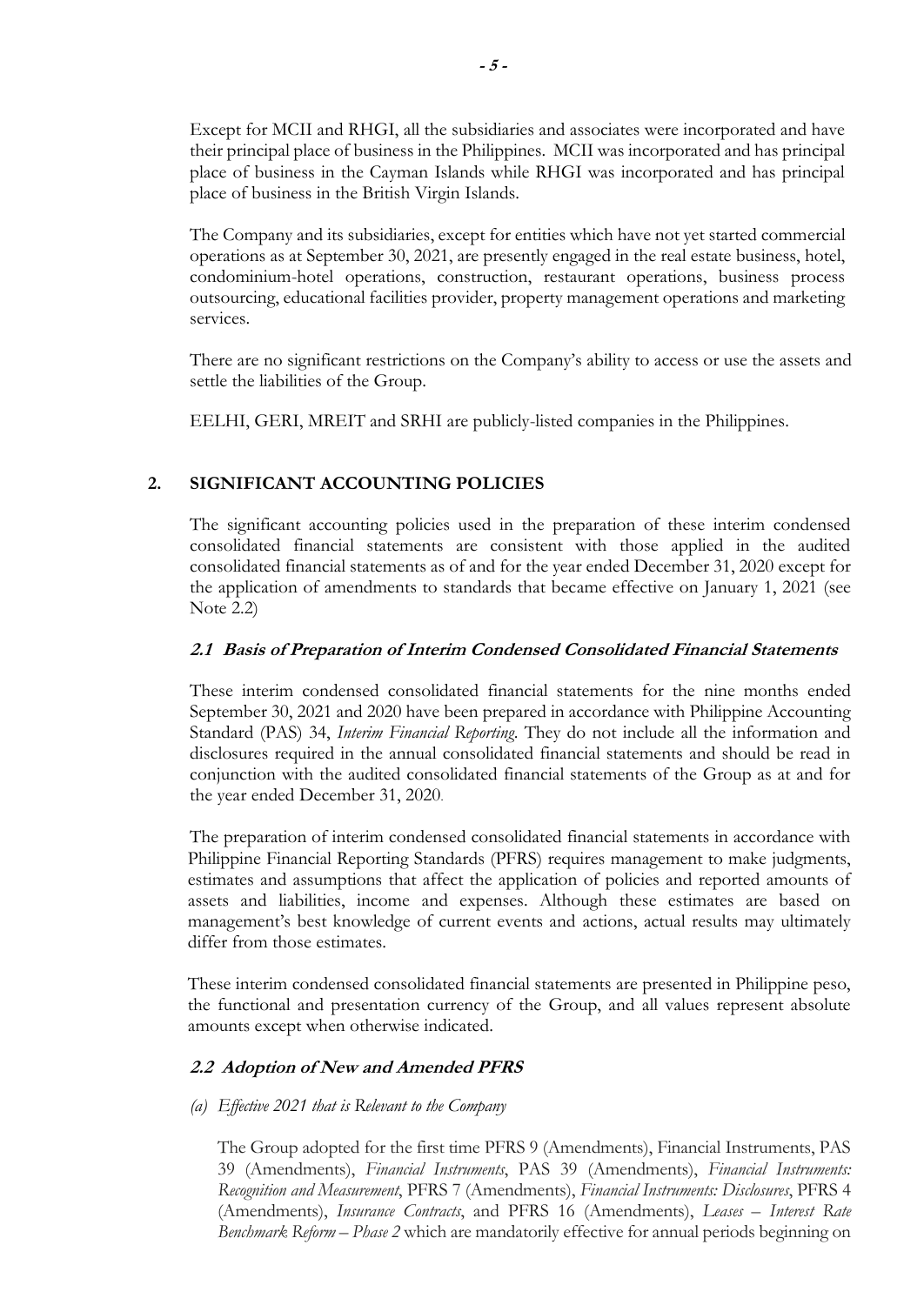Except for MCII and RHGI, all the subsidiaries and associates were incorporated and have their principal place of business in the Philippines. MCII was incorporated and has principal place of business in the Cayman Islands while RHGI was incorporated and has principal place of business in the British Virgin Islands.

The Company and its subsidiaries, except for entities which have not yet started commercial operations as at September 30, 2021, are presently engaged in the real estate business, hotel, condominium-hotel operations, construction, restaurant operations, business process outsourcing, educational facilities provider, property management operations and marketing services.

There are no significant restrictions on the Company's ability to access or use the assets and settle the liabilities of the Group.

EELHI, GERI, MREIT and SRHI are publicly-listed companies in the Philippines.

## 2. SIGNIFICANT ACCOUNTING POLICIES

The significant accounting policies used in the preparation of these interim condensed consolidated financial statements are consistent with those applied in the audited consolidated financial statements as of and for the year ended December 31, 2020 except for the application of amendments to standards that became effective on January 1, 2021 (see Note 2.2)

### *2.1 Basis of Preparation of Interim Condensed Consolidated Financial Statements*

These interim condensed consolidated financial statements for the nine months ended September 30, 2021 and 2020 have been prepared in accordance with Philippine Accounting Standard (PAS) 34, *Interim Financial Reporting*. They do not include all the information and disclosures required in the annual consolidated financial statements and should be read in conjunction with the audited consolidated financial statements of the Group as at and for the year ended December 31, 2020.

The preparation of interim condensed consolidated financial statements in accordance with Philippine Financial Reporting Standards (PFRS) requires management to make judgments, estimates and assumptions that affect the application of policies and reported amounts of assets and liabilities, income and expenses. Although these estimates are based on management's best knowledge of current events and actions, actual results may ultimately differ from those estimates.

These interim condensed consolidated financial statements are presented in Philippine peso, the functional and presentation currency of the Group, and all values represent absolute amounts except when otherwise indicated.

### *2.2 Adoption of New and Amended PFRS*

*(a) Effective 2021 that is Relevant to the Company*

The Group adopted for the first time PFRS 9 (Amendments), Financial Instruments, PAS 39 (Amendments), *Financial Instruments*, PAS 39 (Amendments), *Financial Instruments: Recognition and Measurement*, PFRS 7 (Amendments), *Financial Instruments: Disclosures*, PFRS 4 (Amendments), *Insurance Contracts*, and PFRS 16 (Amendments), *Leases – Interest Rate Benchmark Reform – Phase 2* which are mandatorily effective for annual periods beginning on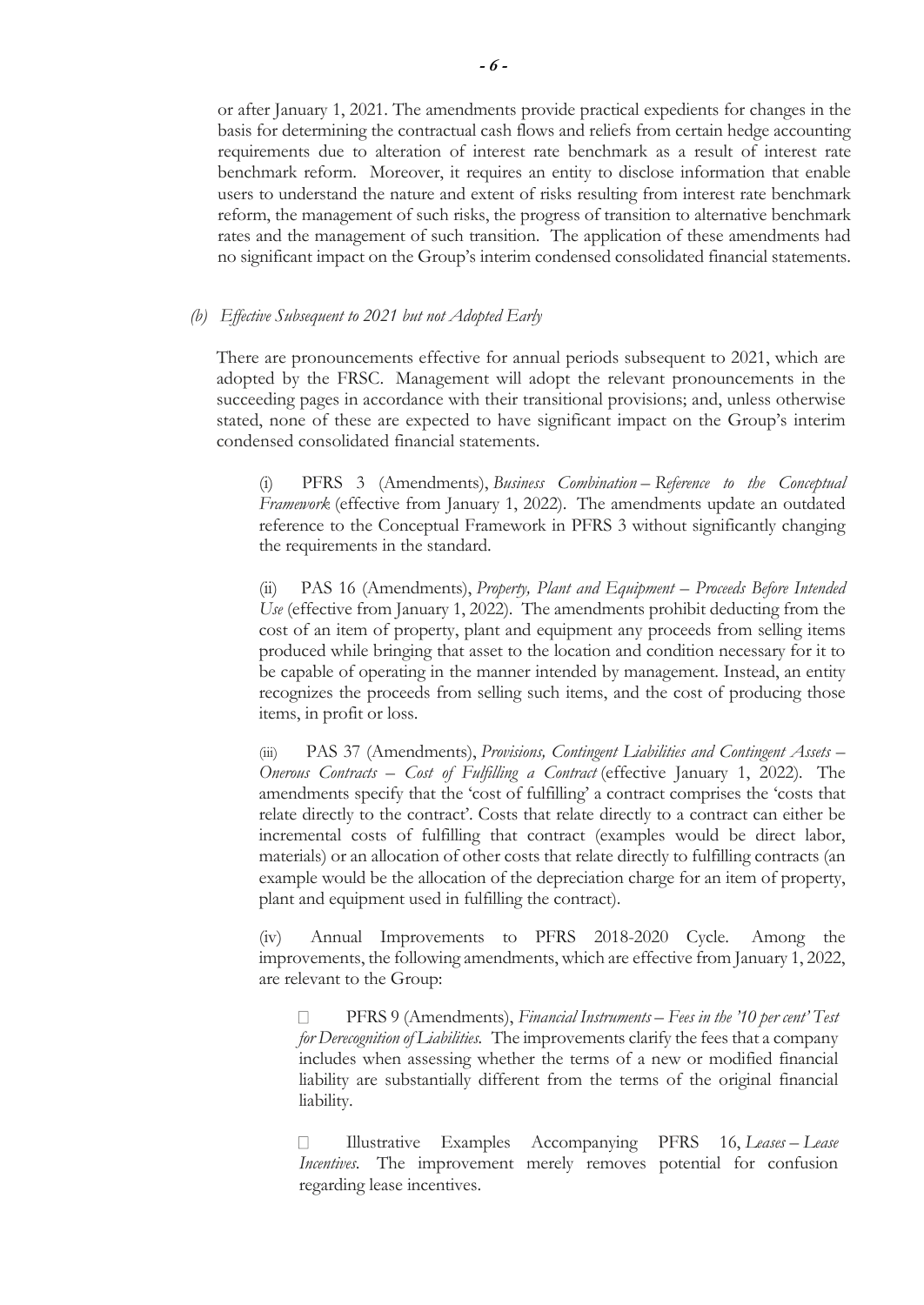or after January 1, 2021. The amendments provide practical expedients for changes in the basis for determining the contractual cash flows and reliefs from certain hedge accounting requirements due to alteration of interest rate benchmark as a result of interest rate benchmark reform. Moreover, it requires an entity to disclose information that enable users to understand the nature and extent of risks resulting from interest rate benchmark reform, the management of such risks, the progress of transition to alternative benchmark rates and the management of such transition. The application of these amendments had no significant impact on the Group's interim condensed consolidated financial statements.

*(b) Effective Subsequent to 2021 but not Adopted Early*

There are pronouncements effective for annual periods subsequent to 2021, which are adopted by the FRSC. Management will adopt the relevant pronouncements in the succeeding pages in accordance with their transitional provisions; and, unless otherwise stated, none of these are expected to have significant impact on the Group's interim condensed consolidated financial statements.

(i) PFRS 3 (Amendments), *Business Combination – Reference to the Conceptual Framework* (effective from January 1, 2022). The amendments update an outdated reference to the Conceptual Framework in PFRS 3 without significantly changing the requirements in the standard.

(ii) PAS 16 (Amendments), *Property, Plant and Equipment – Proceeds Before Intended Use* (effective from January 1, 2022). The amendments prohibit deducting from the cost of an item of property, plant and equipment any proceeds from selling items produced while bringing that asset to the location and condition necessary for it to be capable of operating in the manner intended by management. Instead, an entity recognizes the proceeds from selling such items, and the cost of producing those items, in profit or loss.

(iii) PAS 37 (Amendments), *Provisions, Contingent Liabilities and Contingent Assets – Onerous Contracts – Cost of Fulfilling a Contract* (effective January 1, 2022). The amendments specify that the 'cost of fulfilling' a contract comprises the 'costs that relate directly to the contract'. Costs that relate directly to a contract can either be incremental costs of fulfilling that contract (examples would be direct labor, materials) or an allocation of other costs that relate directly to fulfilling contracts (an example would be the allocation of the depreciation charge for an item of property, plant and equipment used in fulfilling the contract).

(iv) Annual Improvements to PFRS 2018-2020 Cycle. Among the improvements, the following amendments, which are effective from January 1, 2022, are relevant to the Group:

- PFRS 9 (Amendments), *Financial Instruments – Fees in the '10 per cent' Test for Derecognition of Liabilities*. The improvements clarify the fees that a company includes when assessing whether the terms of a new or modified financial liability are substantially different from the terms of the original financial liability.

- Illustrative Examples Accompanying PFRS 16, *Leases – Lease Incentives*. The improvement merely removes potential for confusion regarding lease incentives.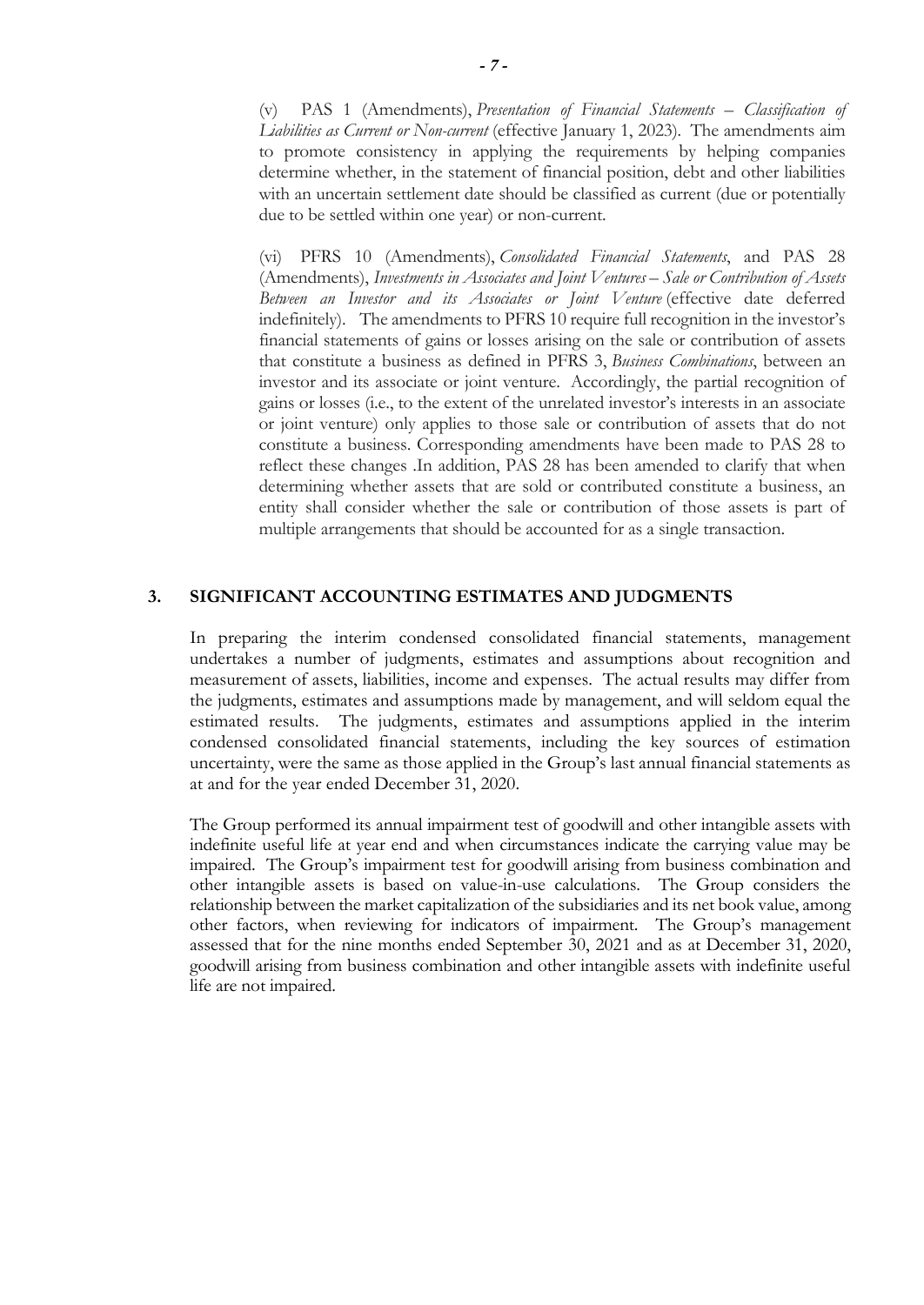(v) PAS 1 (Amendments), *Presentation of Financial Statements – Classification of Liabilities as Current or Non-current* (effective January 1, 2023). The amendments aim to promote consistency in applying the requirements by helping companies determine whether, in the statement of financial position, debt and other liabilities with an uncertain settlement date should be classified as current (due or potentially due to be settled within one year) or non-current.

(vi) PFRS 10 (Amendments), *Consolidated Financial Statements*, and PAS 28 (Amendments), *Investments in Associates and Joint Ventures – Sale or Contribution of Assets Between an Investor and its Associates or Joint Venture* (effective date deferred indefinitely). The amendments to PFRS 10 require full recognition in the investor's financial statements of gains or losses arising on the sale or contribution of assets that constitute a business as defined in PFRS 3, *Business Combinations*, between an investor and its associate or joint venture. Accordingly, the partial recognition of gains or losses (i.e., to the extent of the unrelated investor's interests in an associate or joint venture) only applies to those sale or contribution of assets that do not constitute a business. Corresponding amendments have been made to PAS 28 to reflect these changes .In addition, PAS 28 has been amended to clarify that when determining whether assets that are sold or contributed constitute a business, an entity shall consider whether the sale or contribution of those assets is part of multiple arrangements that should be accounted for as a single transaction.

## 3. SIGNIFICANT ACCOUNTING ESTIMATES AND JUDGMENTS

In preparing the interim condensed consolidated financial statements, management undertakes a number of judgments, estimates and assumptions about recognition and measurement of assets, liabilities, income and expenses. The actual results may differ from the judgments, estimates and assumptions made by management, and will seldom equal the estimated results. The judgments, estimates and assumptions applied in the interim condensed consolidated financial statements, including the key sources of estimation uncertainty, were the same as those applied in the Group's last annual financial statements as at and for the year ended December 31, 2020.

The Group performed its annual impairment test of goodwill and other intangible assets with indefinite useful life at year end and when circumstances indicate the carrying value may be impaired. The Group's impairment test for goodwill arising from business combination and other intangible assets is based on value-in-use calculations. The Group considers the relationship between the market capitalization of the subsidiaries and its net book value, among other factors, when reviewing for indicators of impairment. The Group's management assessed that for the nine months ended September 30, 2021 and as at December 31, 2020, goodwill arising from business combination and other intangible assets with indefinite useful life are not impaired.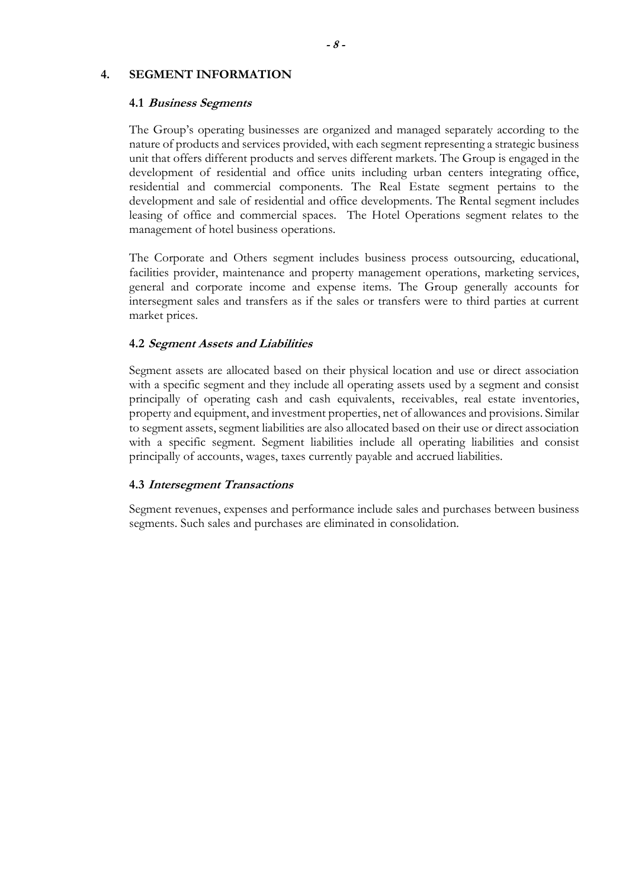## 4. SEGMENT INFORMATION

### 4.1 *Business Segments*

The Group's operating businesses are organized and managed separately according to the nature of products and services provided, with each segment representing a strategic business unit that offers different products and serves different markets. The Group is engaged in the development of residential and office units including urban centers integrating office, residential and commercial components. The Real Estate segment pertains to the development and sale of residential and office developments. The Rental segment includes leasing of office and commercial spaces. The Hotel Operations segment relates to the management of hotel business operations.

The Corporate and Others segment includes business process outsourcing, educational, facilities provider, maintenance and property management operations, marketing services, general and corporate income and expense items. The Group generally accounts for intersegment sales and transfers as if the sales or transfers were to third parties at current market prices.

### 4.2 *Segment Assets and Liabilities*

Segment assets are allocated based on their physical location and use or direct association with a specific segment and they include all operating assets used by a segment and consist principally of operating cash and cash equivalents, receivables, real estate inventories, property and equipment, and investment properties, net of allowances and provisions. Similar to segment assets, segment liabilities are also allocated based on their use or direct association with a specific segment. Segment liabilities include all operating liabilities and consist principally of accounts, wages, taxes currently payable and accrued liabilities.

### 4.3 *Intersegment Transactions*

Segment revenues, expenses and performance include sales and purchases between business segments. Such sales and purchases are eliminated in consolidation.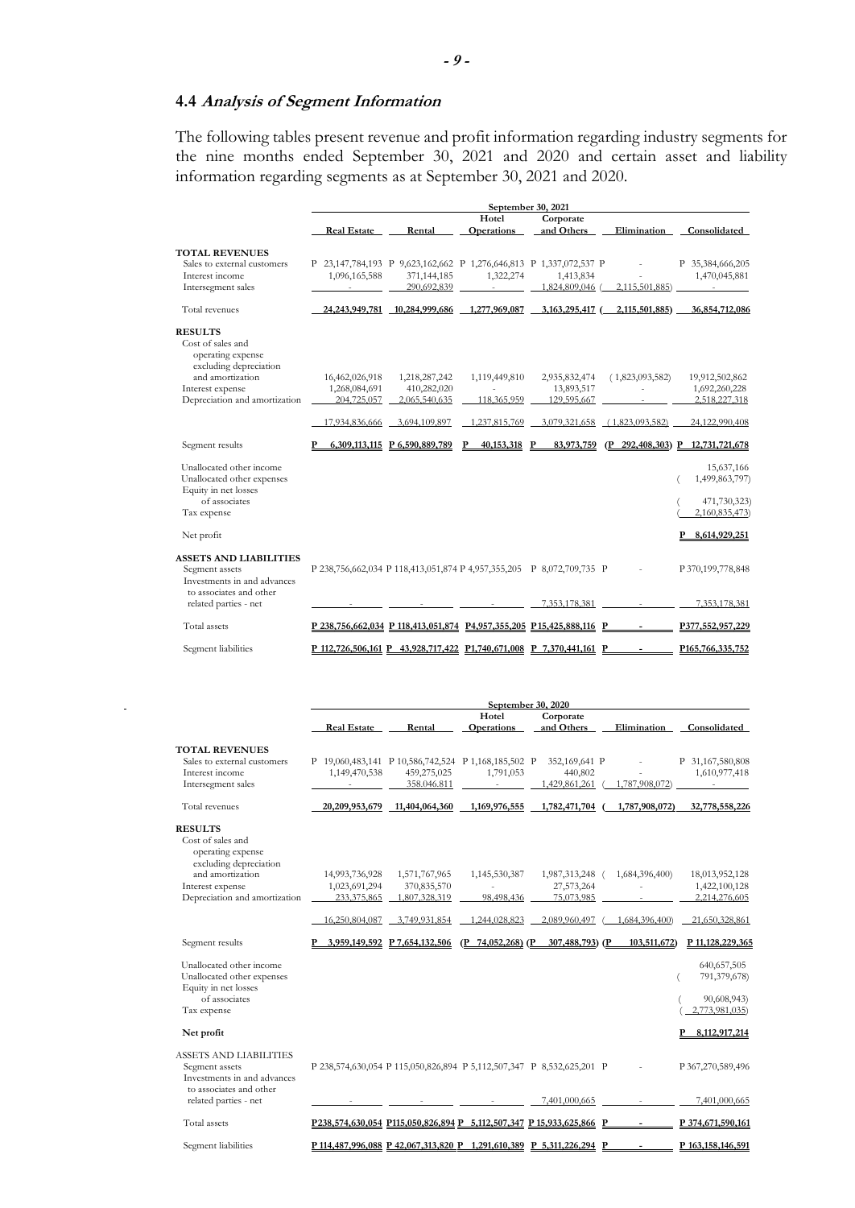## 4.4 *Analysis of Segment Information*

The following tables present revenue and profit information regarding industry segments for the nine months ended September 30, 2021 and 2020 and certain asset and liability information regarding segments as at September 30, 2021 and 2020.

| | September 30, 2021 | | | | | |
|---|---|---|---|---|---|---|
| | Real Estate | Rental | Hotel Operations | Corporate and Others | Elimination | Consolidated |
| **TOTAL REVENUES** | | | | | | |
| Sales to external customers | P 23,147,784,193 | P 9,623,162,662 | P 1,276,646,813 | P 1,337,072,537 | P - | P 35,384,666,205 |
| Interest income | 1,096,165,588 | 371,144,185 | 1,322,274 | 1,413,834 | - | 1,470,045,881 |
| Intersegment sales | - | 290,692,839 | - | 1,824,809,046 | ( 2,115,501,885) | - |
| Total revenues | 24,243,949,781 | 10,284,999,686 | 1,277,969,087 | 3,163,295,417 | ( 2,115,501,885) | 36,854,712,086 |
| **RESULTS** | | | | | | |
| Cost of sales and operating expense excluding depreciation and amortization | 16,462,026,918 | 1,218,287,242 | 1,119,449,810 | 2,935,832,474 | ( 1,823,093,582) | 19,912,502,862 |
| Interest expense | 1,268,084,691 | 410,282,020 | - | 13,893,517 | - | 1,692,260,228 |
| Depreciation and amortization | 204,725,057 | 2,065,540,635 | 118,365,959 | 129,595,667 | - | 2,518,227,318 |
| | 17,934,836,666 | 3,694,109,897 | 1,237,815,769 | 3,079,321,658 | ( 1,823,093,582) | 24,122,990,408 |
| Segment results | P 6,309,113,115 | P 6,590,889,789 | P 40,153,318 | P 83,973,759 | (P 292,408,303) | P 12,731,721,678 |
| Unallocated other income | | | | | | 15,637,166 |
| Unallocated other expenses | | | | | | ( 1,499,863,797) |
| Equity in net losses of associates | | | | | | ( 471,730,323) |
| Tax expense | | | | | | ( 2,160,835,473) |
| Net profit | | | | | | P 8,614,929,251 |
| **ASSETS AND LIABILITIES** | | | | | | |
| Segment assets | P 238,756,662,034 | P 118,413,051,874 | P 4,957,355,205 | P 8,072,709,735 | P - | P 370,199,778,848 |
| Investments in and advances to associates and other related parties - net | - | - | - | 7,353,178,381 | - | 7,353,178,381 |
| Total assets | P 238,756,662,034 | P 118,413,051,874 | P4,957,355,205 | P15,425,888,116 | P - | P377,552,957,229 |
| Segment liabilities | P 112,726,506,161 | P 43,928,717,422 | P1,740,671,008 | P 7,370,441,161 | P - | P165,766,335,752 |

| | September 30, 2020 | | | | | |
|---|---|---|---|---|---|---|
| | Real Estate | Rental | Hotel Operations | Corporate and Others | Elimination | Consolidated |
| **TOTAL REVENUES** | | | | | | |
| Sales to external customers | P 19,060,483,141 | P 10,586,742,524 | P 1,168,185,502 | P 352,169,641 | P - | P 31,167,580,808 |
| Interest income | 1,149,470,538 | 459,275,025 | 1,791,053 | 440,802 | - | 1,610,977,418 |
| Intersegment sales | - | 358.046.811 | - | 1,429,861,261 | ( 1,787,908,072) | - |
| Total revenues | 20,209,953,679 | 11,404,064,360 | 1,169,976,555 | 1,782,471,704 | ( 1,787,908,072) | 32,778,558,226 |
| **RESULTS** | | | | | | |
| Cost of sales and operating expense excluding depreciation and amortization | 14,993,736,928 | 1,571,767,965 | 1,145,530,387 | 1,987,313,248 | ( 1,684,396,400) | 18,013,952,128 |
| Interest expense | 1,023,691,294 | 370,835,570 | - | 27,573,264 | - | 1,422,100,128 |
| Depreciation and amortization | 233,375,865 | 1,807,328,319 | 98,498,436 | 75,073,985 | - | 2,214,276,605 |
| | 16,250,804,087 | 3,749,931,854 | 1,244,028,823 | 2,089,960,497 | ( 1,684,396,400) | 21,650,328,861 |
| Segment results | P 3,959,149,592 | P 7,654,132,506 | (P 74,052,268) | (P 307,488,793) | (P 103,511,672) | P 11,128,229,365 |
| Unallocated other income | | | | | | 640,657,505 |
| Unallocated other expenses | | | | | | ( 791,379,678) |
| Equity in net losses of associates | | | | | | ( 90,608,943) |
| Tax expense | | | | | | ( 2,773,981,035) |
| **Net profit** | | | | | | P 8,112,917,214 |
| ASSETS AND LIABILITIES | | | | | | |
| Segment assets | P 238,574,630,054 | P 115,050,826,894 | P 5,112,507,347 | P 8,532,625,201 | P - | P 367,270,589,496 |
| Investments in and advances to associates and other related parties - net | - | - | - | 7,401,000,665 | - | 7,401,000,665 |
| Total assets | P238,574,630,054 | P115,050,826,894 | P 5,112,507,347 | P 15,933,625,866 | P - | P 374,671,590,161 |
| Segment liabilities | P 114,487,996,088 | P 42,067,313,820 | P 1,291,610,389 | P 5,311,226,294 | P - | P 163,158,146,591 |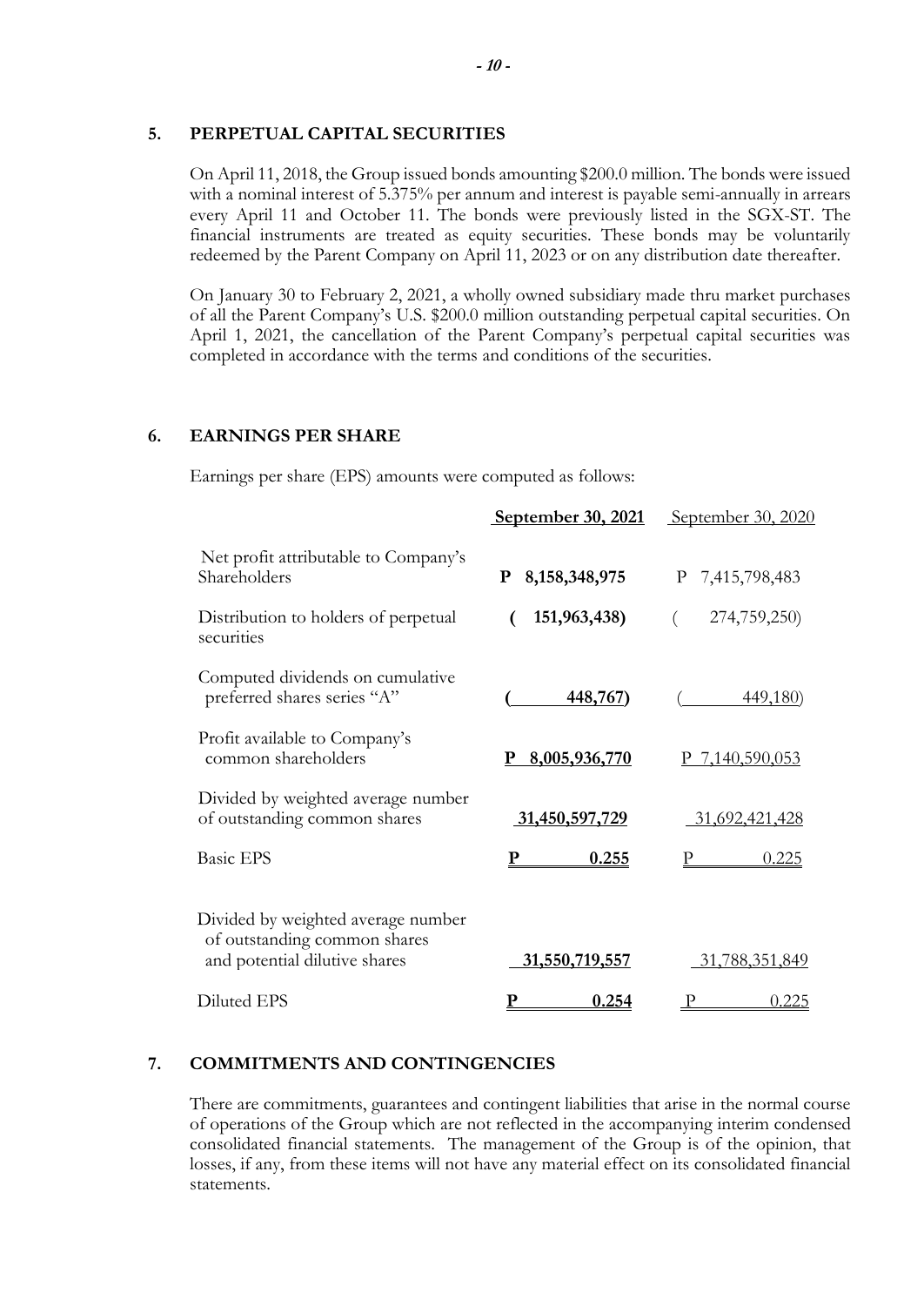## 5. PERPETUAL CAPITAL SECURITIES

On April 11, 2018, the Group issued bonds amounting $200.0 million. The bonds were issued with a nominal interest of 5.375% per annum and interest is payable semi-annually in arrears every April 11 and October 11. The bonds were previously listed in the SGX-ST. The financial instruments are treated as equity securities. These bonds may be voluntarily redeemed by the Parent Company on April 11, 2023 or on any distribution date thereafter.

On January 30 to February 2, 2021, a wholly owned subsidiary made thru market purchases of all the Parent Company's U.S. $200.0 million outstanding perpetual capital securities. On April 1, 2021, the cancellation of the Parent Company's perpetual capital securities was completed in accordance with the terms and conditions of the securities.

## 6. EARNINGS PER SHARE

Earnings per share (EPS) amounts were computed as follows:

| | **September 30, 2021** | September 30, 2020 |
|---|---|---|
| Net profit attributable to Company's Shareholders | **P 8,158,348,975** | P 7,415,798,483 |
| Distribution to holders of perpetual securities | **( 151,963,438)** | ( 274,759,250) |
| Computed dividends on cumulative preferred shares series "A" | **( 448,767)** | ( 449,180) |
| Profit available to Company's common shareholders | **P 8,005,936,770** | P 7,140,590,053 |
| Divided by weighted average number of outstanding common shares | **31,450,597,729** | 31,692,421,428 |
| Basic EPS | **P 0.255** | P 0.225 |
| Divided by weighted average number of outstanding common shares and potential dilutive shares | **31,550,719,557** | 31,788,351,849 |
| Diluted EPS | **P 0.254** | P 0.225 |

## 7. COMMITMENTS AND CONTINGENCIES

There are commitments, guarantees and contingent liabilities that arise in the normal course of operations of the Group which are not reflected in the accompanying interim condensed consolidated financial statements. The management of the Group is of the opinion, that losses, if any, from these items will not have any material effect on its consolidated financial statements.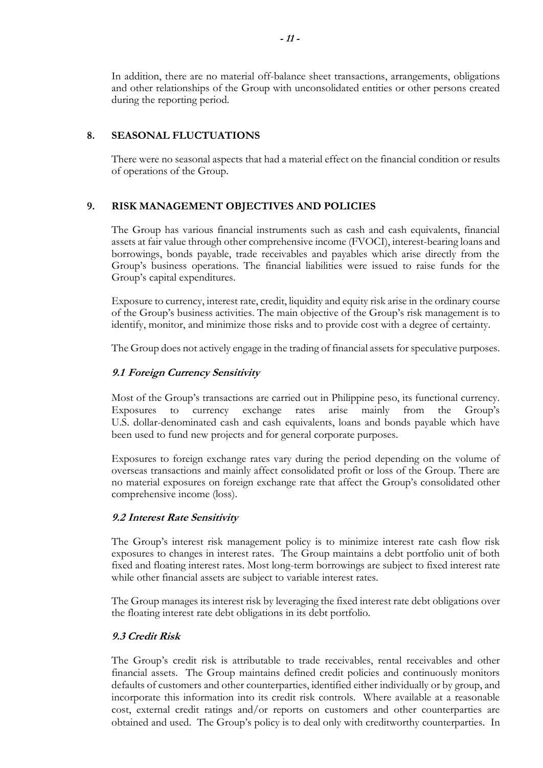In addition, there are no material off-balance sheet transactions, arrangements, obligations and other relationships of the Group with unconsolidated entities or other persons created during the reporting period.

## 8. SEASONAL FLUCTUATIONS

There were no seasonal aspects that had a material effect on the financial condition or results of operations of the Group.

## 9. RISK MANAGEMENT OBJECTIVES AND POLICIES

The Group has various financial instruments such as cash and cash equivalents, financial assets at fair value through other comprehensive income (FVOCI), interest-bearing loans and borrowings, bonds payable, trade receivables and payables which arise directly from the Group's business operations. The financial liabilities were issued to raise funds for the Group's capital expenditures.

Exposure to currency, interest rate, credit, liquidity and equity risk arise in the ordinary course of the Group's business activities. The main objective of the Group's risk management is to identify, monitor, and minimize those risks and to provide cost with a degree of certainty.

The Group does not actively engage in the trading of financial assets for speculative purposes.

### *9.1 Foreign Currency Sensitivity*

Most of the Group's transactions are carried out in Philippine peso, its functional currency. Exposures to currency exchange rates arise mainly from the Group's U.S. dollar-denominated cash and cash equivalents, loans and bonds payable which have been used to fund new projects and for general corporate purposes.

Exposures to foreign exchange rates vary during the period depending on the volume of overseas transactions and mainly affect consolidated profit or loss of the Group. There are no material exposures on foreign exchange rate that affect the Group's consolidated other comprehensive income (loss).

### *9.2 Interest Rate Sensitivity*

The Group's interest risk management policy is to minimize interest rate cash flow risk exposures to changes in interest rates. The Group maintains a debt portfolio unit of both fixed and floating interest rates. Most long-term borrowings are subject to fixed interest rate while other financial assets are subject to variable interest rates.

The Group manages its interest risk by leveraging the fixed interest rate debt obligations over the floating interest rate debt obligations in its debt portfolio.

### *9.3 Credit Risk*

The Group's credit risk is attributable to trade receivables, rental receivables and other financial assets. The Group maintains defined credit policies and continuously monitors defaults of customers and other counterparties, identified either individually or by group, and incorporate this information into its credit risk controls. Where available at a reasonable cost, external credit ratings and/or reports on customers and other counterparties are obtained and used. The Group's policy is to deal only with creditworthy counterparties. In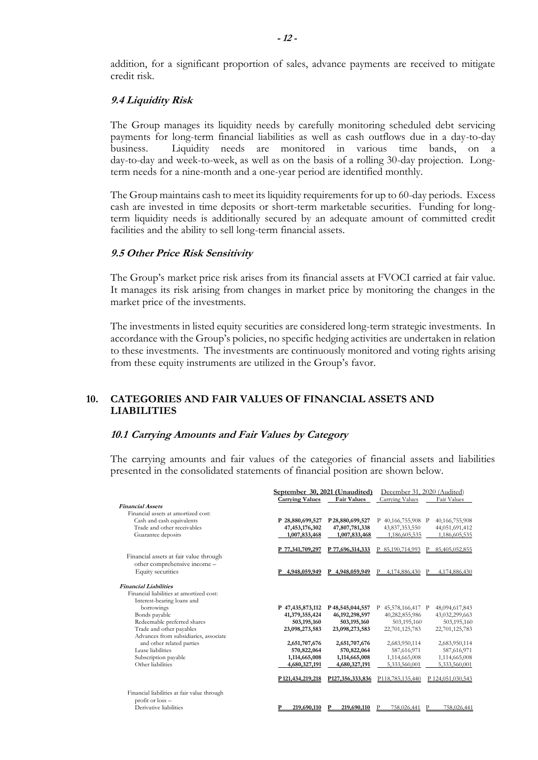addition, for a significant proportion of sales, advance payments are received to mitigate credit risk.

### *9.4 Liquidity Risk*

The Group manages its liquidity needs by carefully monitoring scheduled debt servicing payments for long-term financial liabilities as well as cash outflows due in a day-to-day business. Liquidity needs are monitored in various time bands, on a day-to-day and week-to-week, as well as on the basis of a rolling 30-day projection. Long-term needs for a nine-month and a one-year period are identified monthly.

The Group maintains cash to meet its liquidity requirements for up to 60-day periods. Excess cash are invested in time deposits or short-term marketable securities. Funding for long-term liquidity needs is additionally secured by an adequate amount of committed credit facilities and the ability to sell long-term financial assets.

### *9.5 Other Price Risk Sensitivity*

The Group's market price risk arises from its financial assets at FVOCI carried at fair value. It manages its risk arising from changes in market price by monitoring the changes in the market price of the investments.

The investments in listed equity securities are considered long-term strategic investments. In accordance with the Group's policies, no specific hedging activities are undertaken in relation to these investments. The investments are continuously monitored and voting rights arising from these equity instruments are utilized in the Group's favor.

## 10. CATEGORIES AND FAIR VALUES OF FINANCIAL ASSETS AND LIABILITIES

### *10.1 Carrying Amounts and Fair Values by Category*

The carrying amounts and fair values of the categories of financial assets and liabilities presented in the consolidated statements of financial position are shown below.

| | September 30, 2021 (Unaudited) | | December 31, 2020 (Audited) | |
|---|---|---|---|---|
| | **Carrying Values** | **Fair Values** | Carrying Values | Fair Values |
| ***Financial Assets*** | | | | |
| Financial assets at amortized cost: | | | | |
| Cash and cash equivalents | **P 28,880,699,527** | **P 28,880,699,527** | P 40,166,755,908 | P 40,166,755,908 |
| Trade and other receivables | **47,453,176,302** | **47,807,781,338** | 43,837,353,550 | 44,051,691,412 |
| Guarantee deposits | **1,007,833,468** | **1,007,833,468** | 1,186,605,535 | 1,186,605,535 |
| | **P 77,341,709,297** | **P 77,696,314,333** | P 85,190,714,993 | P 85,405,052,855 |
| Financial assets at fair value through other comprehensive income – Equity securities | **P 4,948,059,949** | **P 4,948,059,949** | P 4,174,886,430 | P 4,174,886,430 |
| ***Financial Liabilities*** | | | | |
| Financial liabilities at amortized cost: | | | | |
| Interest-bearing loans and borrowings | **P 47,435,873,112** | **P 48,545,044,557** | P 45,578,166,417 | P 48,094,617,843 |
| Bonds payable | **41,379,355,424** | **46,192,298,597** | 40,282,855,986 | 43,032,299,663 |
| Redeemable preferred shares | **503,195,160** | **503,195,160** | 503,195,160 | 503,195,160 |
| Trade and other payables | **23,098,273,583** | **23,098,273,583** | 22,701,125,783 | 22,701,125,783 |
| Advances from subsidiaries, associate and other related parties | **2,651,707,676** | **2,651,707,676** | 2,683,950,114 | 2,683,950,114 |
| Lease liabilities | **570,822,064** | **570,822,064** | 587,616,971 | 587,616,971 |
| Subscription payable | **1,114,665,008** | **1,114,665,008** | 1,114,665,008 | 1,114,665,008 |
| Other liabilities | **4,680,327,191** | **4,680,327,191** | 5,333,560,001 | 5,333,560,001 |
| | **P 121,434,219,218** | **P 127,356,333,836** | P 118,785,135,440 | P 124,051,030,543 |
| Financial liabilities at fair value through profit or loss – Derivative liabilities | **P 219,690,110** | **P 219,690,110** | P 758,026,441 | P 758,026,441 |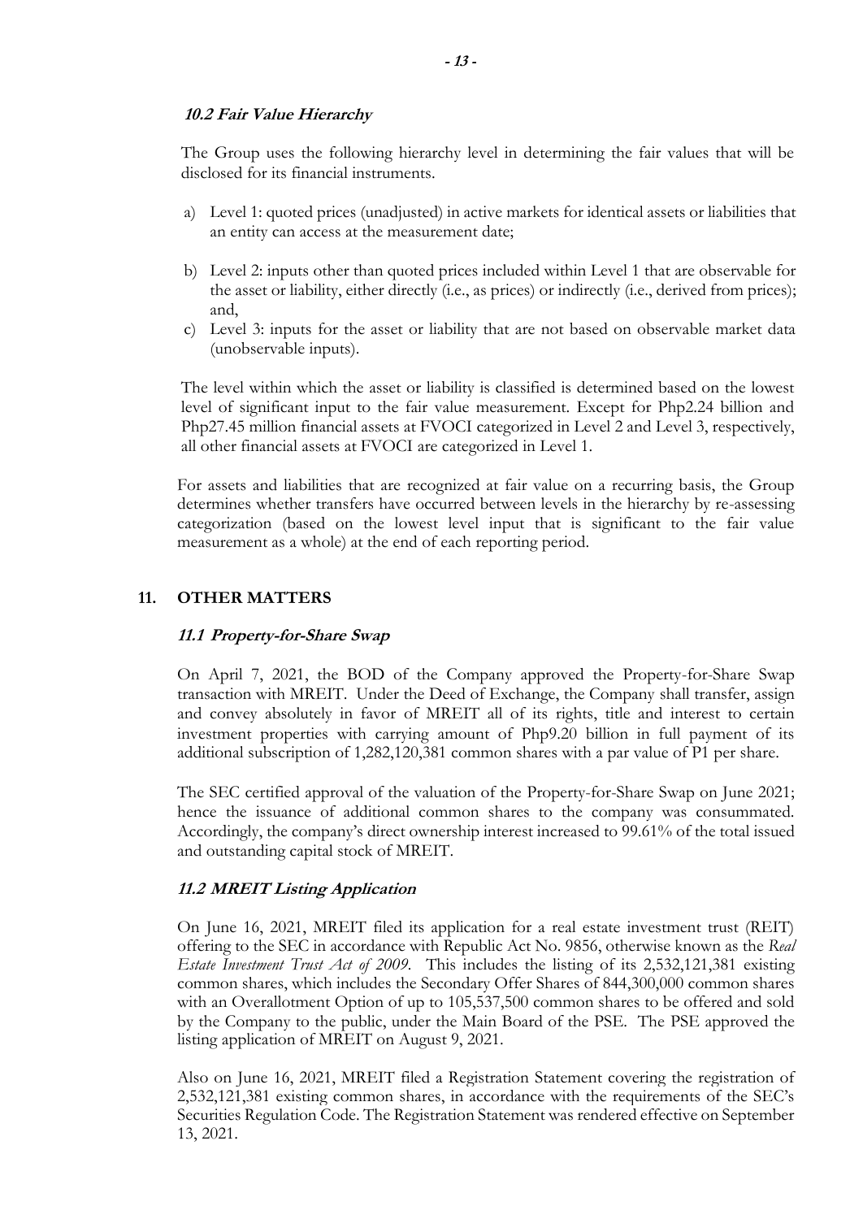### *10.2 Fair Value Hierarchy*

The Group uses the following hierarchy level in determining the fair values that will be disclosed for its financial instruments.

a) Level 1: quoted prices (unadjusted) in active markets for identical assets or liabilities that an entity can access at the measurement date;

b) Level 2: inputs other than quoted prices included within Level 1 that are observable for the asset or liability, either directly (i.e., as prices) or indirectly (i.e., derived from prices); and,

c) Level 3: inputs for the asset or liability that are not based on observable market data (unobservable inputs).

The level within which the asset or liability is classified is determined based on the lowest level of significant input to the fair value measurement. Except for Php2.24 billion and Php27.45 million financial assets at FVOCI categorized in Level 2 and Level 3, respectively, all other financial assets at FVOCI are categorized in Level 1.

For assets and liabilities that are recognized at fair value on a recurring basis, the Group determines whether transfers have occurred between levels in the hierarchy by re-assessing categorization (based on the lowest level input that is significant to the fair value measurement as a whole) at the end of each reporting period.

## 11. OTHER MATTERS

### *11.1 Property-for-Share Swap*

On April 7, 2021, the BOD of the Company approved the Property-for-Share Swap transaction with MREIT. Under the Deed of Exchange, the Company shall transfer, assign and convey absolutely in favor of MREIT all of its rights, title and interest to certain investment properties with carrying amount of Php9.20 billion in full payment of its additional subscription of 1,282,120,381 common shares with a par value of P1 per share.

The SEC certified approval of the valuation of the Property-for-Share Swap on June 2021; hence the issuance of additional common shares to the company was consummated. Accordingly, the company's direct ownership interest increased to 99.61% of the total issued and outstanding capital stock of MREIT.

### *11.2 MREIT Listing Application*

On June 16, 2021, MREIT filed its application for a real estate investment trust (REIT) offering to the SEC in accordance with Republic Act No. 9856, otherwise known as the *Real Estate Investment Trust Act of 2009*. This includes the listing of its 2,532,121,381 existing common shares, which includes the Secondary Offer Shares of 844,300,000 common shares with an Overallotment Option of up to 105,537,500 common shares to be offered and sold by the Company to the public, under the Main Board of the PSE. The PSE approved the listing application of MREIT on August 9, 2021.

Also on June 16, 2021, MREIT filed a Registration Statement covering the registration of 2,532,121,381 existing common shares, in accordance with the requirements of the SEC's Securities Regulation Code. The Registration Statement was rendered effective on September 13, 2021.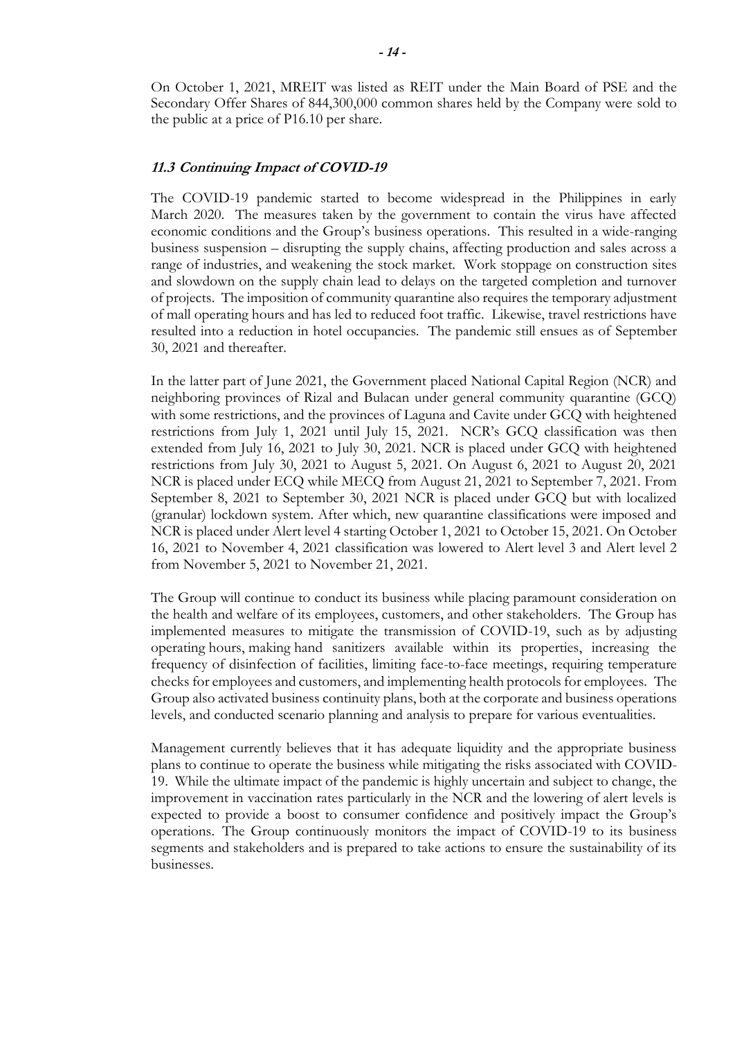On October 1, 2021, MREIT was listed as REIT under the Main Board of PSE and the Secondary Offer Shares of 844,300,000 common shares held by the Company were sold to the public at a price of P16.10 per share.

### *11.3 Continuing Impact of COVID-19*

The COVID-19 pandemic started to become widespread in the Philippines in early March 2020. The measures taken by the government to contain the virus have affected economic conditions and the Group's business operations. This resulted in a wide-ranging business suspension – disrupting the supply chains, affecting production and sales across a range of industries, and weakening the stock market. Work stoppage on construction sites and slowdown on the supply chain lead to delays on the targeted completion and turnover of projects. The imposition of community quarantine also requires the temporary adjustment of mall operating hours and has led to reduced foot traffic. Likewise, travel restrictions have resulted into a reduction in hotel occupancies. The pandemic still ensues as of September 30, 2021 and thereafter.

In the latter part of June 2021, the Government placed National Capital Region (NCR) and neighboring provinces of Rizal and Bulacan under general community quarantine (GCQ) with some restrictions, and the provinces of Laguna and Cavite under GCQ with heightened restrictions from July 1, 2021 until July 15, 2021. NCR's GCQ classification was then extended from July 16, 2021 to July 30, 2021. NCR is placed under GCQ with heightened restrictions from July 30, 2021 to August 5, 2021. On August 6, 2021 to August 20, 2021 NCR is placed under ECQ while MECQ from August 21, 2021 to September 7, 2021. From September 8, 2021 to September 30, 2021 NCR is placed under GCQ but with localized (granular) lockdown system. After which, new quarantine classifications were imposed and NCR is placed under Alert level 4 starting October 1, 2021 to October 15, 2021. On October 16, 2021 to November 4, 2021 classification was lowered to Alert level 3 and Alert level 2 from November 5, 2021 to November 21, 2021.

The Group will continue to conduct its business while placing paramount consideration on the health and welfare of its employees, customers, and other stakeholders. The Group has implemented measures to mitigate the transmission of COVID-19, such as by adjusting operating hours, making hand sanitizers available within its properties, increasing the frequency of disinfection of facilities, limiting face-to-face meetings, requiring temperature checks for employees and customers, and implementing health protocols for employees. The Group also activated business continuity plans, both at the corporate and business operations levels, and conducted scenario planning and analysis to prepare for various eventualities.

Management currently believes that it has adequate liquidity and the appropriate business plans to continue to operate the business while mitigating the risks associated with COVID-19. While the ultimate impact of the pandemic is highly uncertain and subject to change, the improvement in vaccination rates particularly in the NCR and the lowering of alert levels is expected to provide a boost to consumer confidence and positively impact the Group's operations. The Group continuously monitors the impact of COVID-19 to its business segments and stakeholders and is prepared to take actions to ensure the sustainability of its businesses.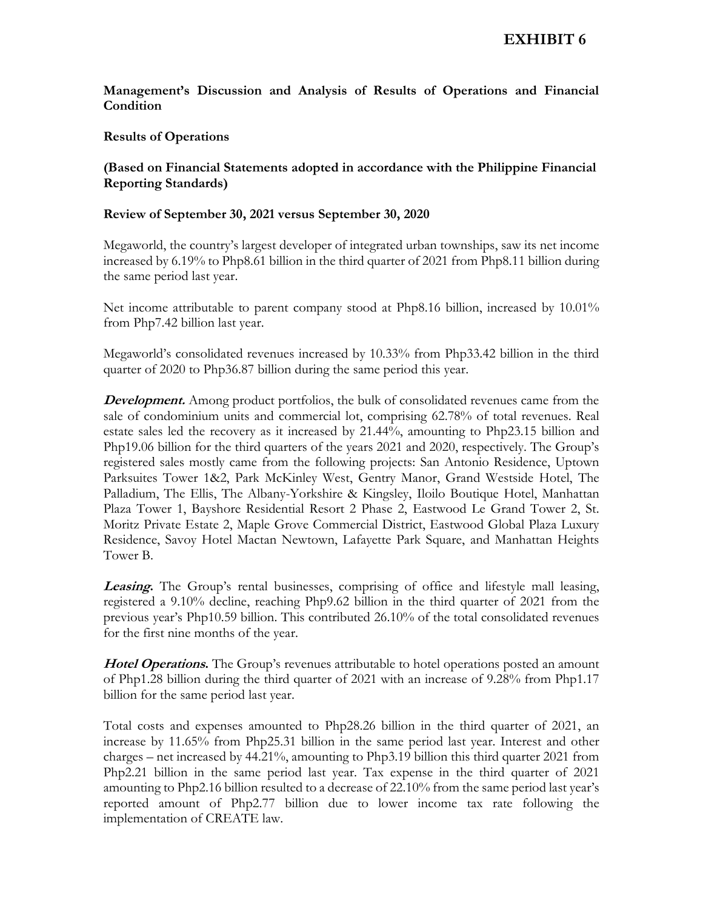# EXHIBIT 6

**Management's Discussion and Analysis of Results of Operations and Financial Condition**

**Results of Operations**

**(Based on Financial Statements adopted in accordance with the Philippine Financial Reporting Standards)**

**Review of September 30, 2021 versus September 30, 2020**

Megaworld, the country's largest developer of integrated urban townships, saw its net income increased by 6.19% to Php8.61 billion in the third quarter of 2021 from Php8.11 billion during the same period last year.

Net income attributable to parent company stood at Php8.16 billion, increased by 10.01% from Php7.42 billion last year.

Megaworld's consolidated revenues increased by 10.33% from Php33.42 billion in the third quarter of 2020 to Php36.87 billion during the same period this year.

***Development.*** Among product portfolios, the bulk of consolidated revenues came from the sale of condominium units and commercial lot, comprising 62.78% of total revenues. Real estate sales led the recovery as it increased by 21.44%, amounting to Php23.15 billion and Php19.06 billion for the third quarters of the years 2021 and 2020, respectively. The Group's registered sales mostly came from the following projects: San Antonio Residence, Uptown Parksuites Tower 1&2, Park McKinley West, Gentry Manor, Grand Westside Hotel, The Palladium, The Ellis, The Albany-Yorkshire & Kingsley, Iloilo Boutique Hotel, Manhattan Plaza Tower 1, Bayshore Residential Resort 2 Phase 2, Eastwood Le Grand Tower 2, St. Moritz Private Estate 2, Maple Grove Commercial District, Eastwood Global Plaza Luxury Residence, Savoy Hotel Mactan Newtown, Lafayette Park Square, and Manhattan Heights Tower B.

***Leasing.*** The Group's rental businesses, comprising of office and lifestyle mall leasing, registered a 9.10% decline, reaching Php9.62 billion in the third quarter of 2021 from the previous year's Php10.59 billion. This contributed 26.10% of the total consolidated revenues for the first nine months of the year.

***Hotel Operations.*** The Group's revenues attributable to hotel operations posted an amount of Php1.28 billion during the third quarter of 2021 with an increase of 9.28% from Php1.17 billion for the same period last year.

Total costs and expenses amounted to Php28.26 billion in the third quarter of 2021, an increase by 11.65% from Php25.31 billion in the same period last year. Interest and other charges – net increased by 44.21%, amounting to Php3.19 billion this third quarter 2021 from Php2.21 billion in the same period last year. Tax expense in the third quarter of 2021 amounting to Php2.16 billion resulted to a decrease of 22.10% from the same period last year's reported amount of Php2.77 billion due to lower income tax rate following the implementation of CREATE law.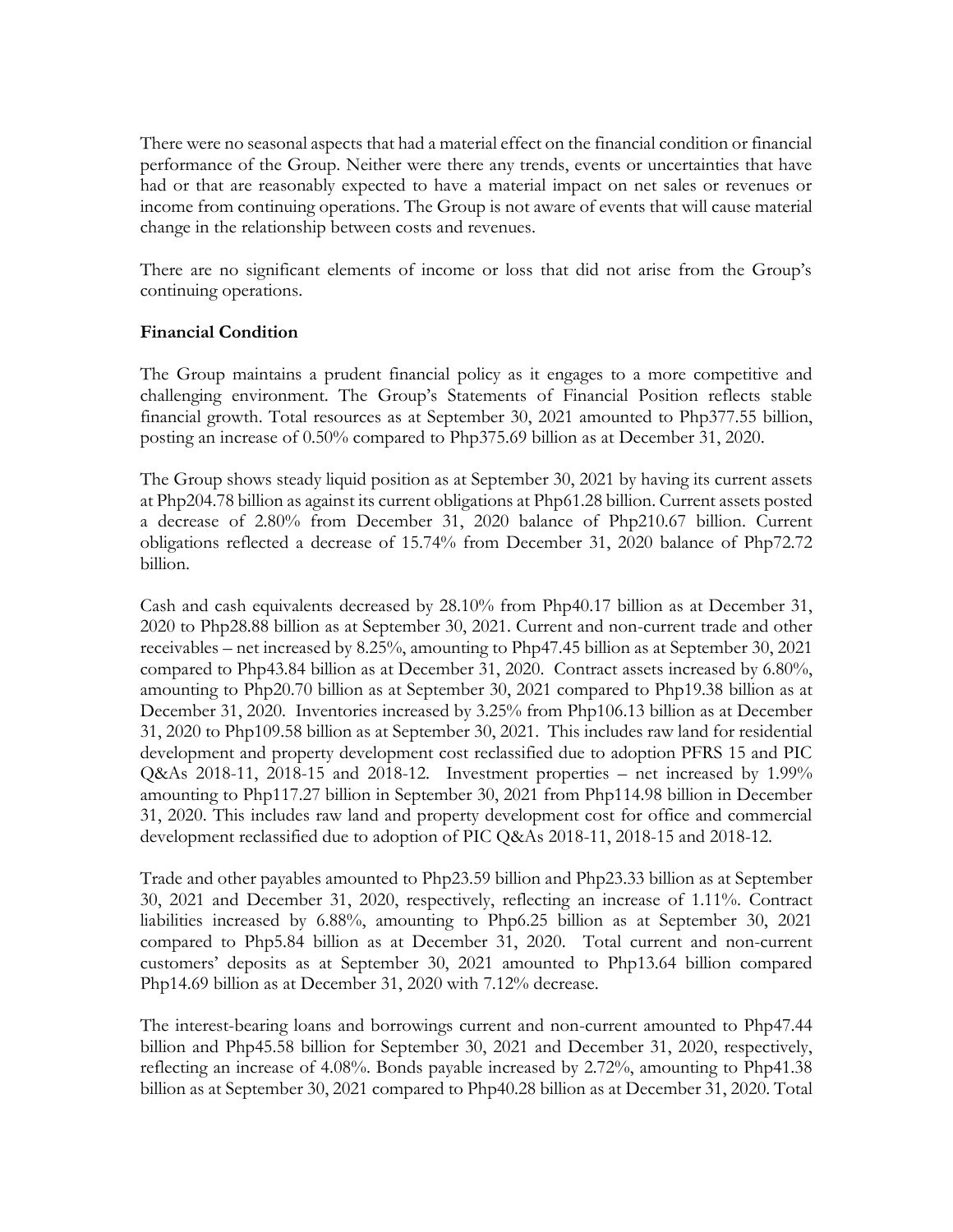There were no seasonal aspects that had a material effect on the financial condition or financial performance of the Group. Neither were there any trends, events or uncertainties that have had or that are reasonably expected to have a material impact on net sales or revenues or income from continuing operations. The Group is not aware of events that will cause material change in the relationship between costs and revenues.

There are no significant elements of income or loss that did not arise from the Group's continuing operations.

**Financial Condition**

The Group maintains a prudent financial policy as it engages to a more competitive and challenging environment. The Group's Statements of Financial Position reflects stable financial growth. Total resources as at September 30, 2021 amounted to Php377.55 billion, posting an increase of 0.50% compared to Php375.69 billion as at December 31, 2020.

The Group shows steady liquid position as at September 30, 2021 by having its current assets at Php204.78 billion as against its current obligations at Php61.28 billion. Current assets posted a decrease of 2.80% from December 31, 2020 balance of Php210.67 billion. Current obligations reflected a decrease of 15.74% from December 31, 2020 balance of Php72.72 billion.

Cash and cash equivalents decreased by 28.10% from Php40.17 billion as at December 31, 2020 to Php28.88 billion as at September 30, 2021. Current and non-current trade and other receivables – net increased by 8.25%, amounting to Php47.45 billion as at September 30, 2021 compared to Php43.84 billion as at December 31, 2020. Contract assets increased by 6.80%, amounting to Php20.70 billion as at September 30, 2021 compared to Php19.38 billion as at December 31, 2020. Inventories increased by 3.25% from Php106.13 billion as at December 31, 2020 to Php109.58 billion as at September 30, 2021. This includes raw land for residential development and property development cost reclassified due to adoption PFRS 15 and PIC Q&As 2018-11, 2018-15 and 2018-12. Investment properties – net increased by 1.99% amounting to Php117.27 billion in September 30, 2021 from Php114.98 billion in December 31, 2020. This includes raw land and property development cost for office and commercial development reclassified due to adoption of PIC Q&As 2018-11, 2018-15 and 2018-12.

Trade and other payables amounted to Php23.59 billion and Php23.33 billion as at September 30, 2021 and December 31, 2020, respectively, reflecting an increase of 1.11%. Contract liabilities increased by 6.88%, amounting to Php6.25 billion as at September 30, 2021 compared to Php5.84 billion as at December 31, 2020. Total current and non-current customers' deposits as at September 30, 2021 amounted to Php13.64 billion compared Php14.69 billion as at December 31, 2020 with 7.12% decrease.

The interest-bearing loans and borrowings current and non-current amounted to Php47.44 billion and Php45.58 billion for September 30, 2021 and December 31, 2020, respectively, reflecting an increase of 4.08%. Bonds payable increased by 2.72%, amounting to Php41.38 billion as at September 30, 2021 compared to Php40.28 billion as at December 31, 2020. Total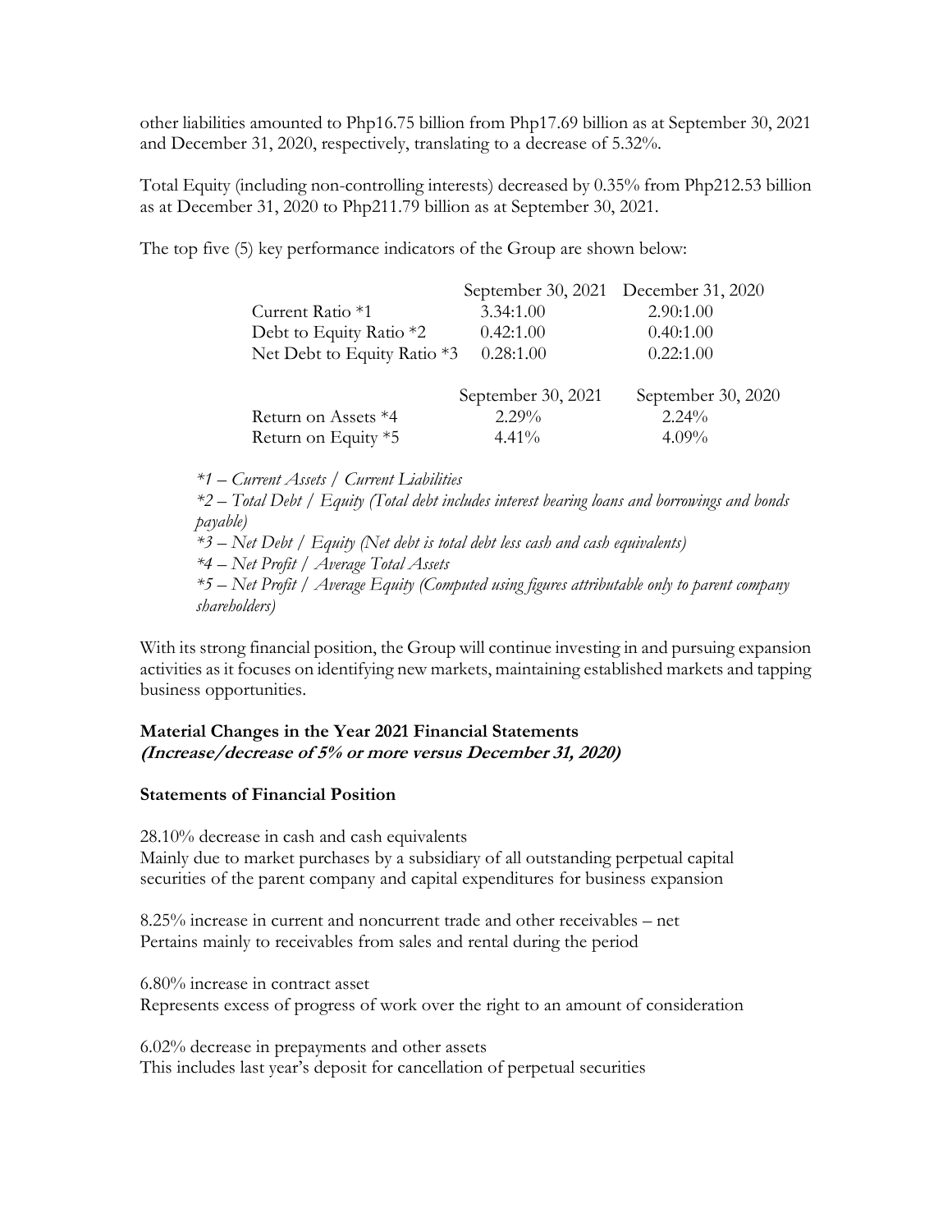other liabilities amounted to Php16.75 billion from Php17.69 billion as at September 30, 2021 and December 31, 2020, respectively, translating to a decrease of 5.32%.

Total Equity (including non-controlling interests) decreased by 0.35% from Php212.53 billion as at December 31, 2020 to Php211.79 billion as at September 30, 2021.

The top five (5) key performance indicators of the Group are shown below:

| | September 30, 2021 | December 31, 2020 |
|---|---|---|
| Current Ratio *1 | 3.34:1.00 | 2.90:1.00 |
| Debt to Equity Ratio *2 | 0.42:1.00 | 0.40:1.00 |
| Net Debt to Equity Ratio *3 | 0.28:1.00 | 0.22:1.00 |

| | September 30, 2021 | September 30, 2020 |
|---|---|---|
| Return on Assets *4 | 2.29% | 2.24% |
| Return on Equity *5 | 4.41% | 4.09% |

*\*1 – Current Assets / Current Liabilities*
*\*2 – Total Debt / Equity (Total debt includes interest bearing loans and borrowings and bonds payable)*
*\*3 – Net Debt / Equity (Net debt is total debt less cash and cash equivalents)*
*\*4 – Net Profit / Average Total Assets*
*\*5 – Net Profit / Average Equity (Computed using figures attributable only to parent company shareholders)*

With its strong financial position, the Group will continue investing in and pursuing expansion activities as it focuses on identifying new markets, maintaining established markets and tapping business opportunities.

**Material Changes in the Year 2021 Financial Statements**
***(Increase/decrease of 5% or more versus December 31, 2020)***

**Statements of Financial Position**

28.10% decrease in cash and cash equivalents
Mainly due to market purchases by a subsidiary of all outstanding perpetual capital securities of the parent company and capital expenditures for business expansion

8.25% increase in current and noncurrent trade and other receivables – net
Pertains mainly to receivables from sales and rental during the period

6.80% increase in contract asset
Represents excess of progress of work over the right to an amount of consideration

6.02% decrease in prepayments and other assets
This includes last year's deposit for cancellation of perpetual securities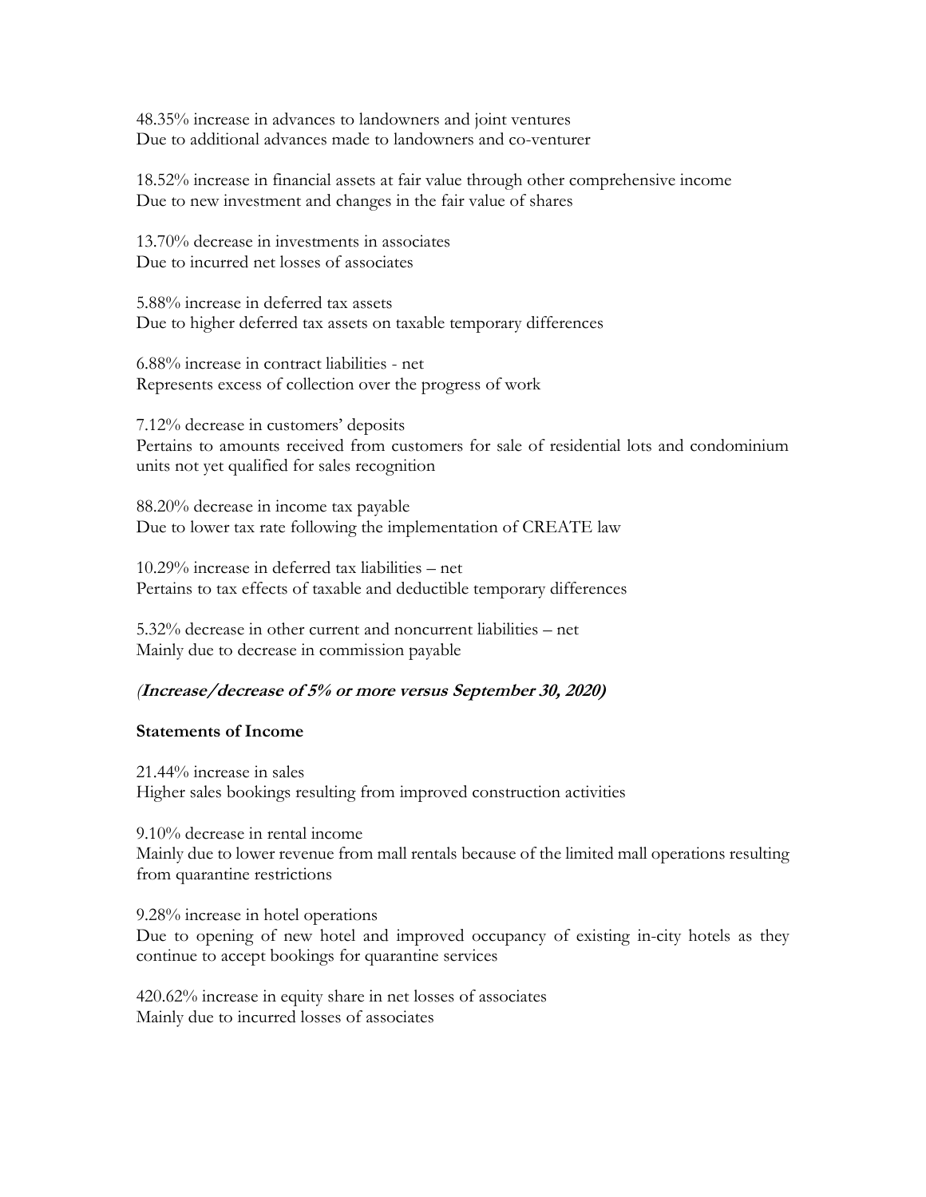48.35% increase in advances to landowners and joint ventures
Due to additional advances made to landowners and co-venturer

18.52% increase in financial assets at fair value through other comprehensive income
Due to new investment and changes in the fair value of shares

13.70% decrease in investments in associates
Due to incurred net losses of associates

5.88% increase in deferred tax assets
Due to higher deferred tax assets on taxable temporary differences

6.88% increase in contract liabilities - net
Represents excess of collection over the progress of work

7.12% decrease in customers' deposits
Pertains to amounts received from customers for sale of residential lots and condominium units not yet qualified for sales recognition

88.20% decrease in income tax payable
Due to lower tax rate following the implementation of CREATE law

10.29% increase in deferred tax liabilities – net
Pertains to tax effects of taxable and deductible temporary differences

5.32% decrease in other current and noncurrent liabilities – net
Mainly due to decrease in commission payable

***(Increase/decrease of 5% or more versus September 30, 2020)***

**Statements of Income**

21.44% increase in sales
Higher sales bookings resulting from improved construction activities

9.10% decrease in rental income
Mainly due to lower revenue from mall rentals because of the limited mall operations resulting from quarantine restrictions

9.28% increase in hotel operations
Due to opening of new hotel and improved occupancy of existing in-city hotels as they continue to accept bookings for quarantine services

420.62% increase in equity share in net losses of associates
Mainly due to incurred losses of associates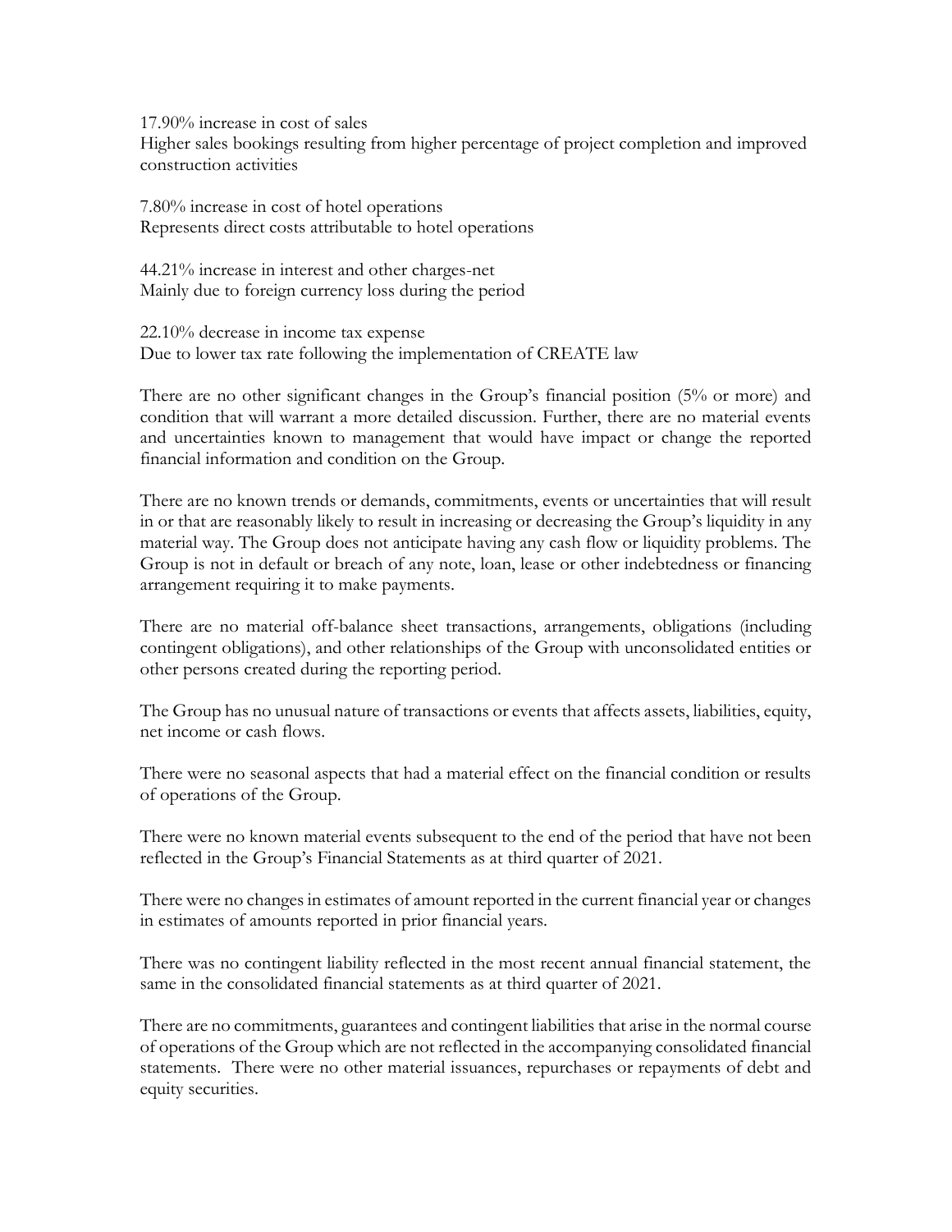17.90% increase in cost of sales
Higher sales bookings resulting from higher percentage of project completion and improved construction activities

7.80% increase in cost of hotel operations
Represents direct costs attributable to hotel operations

44.21% increase in interest and other charges-net
Mainly due to foreign currency loss during the period

22.10% decrease in income tax expense
Due to lower tax rate following the implementation of CREATE law

There are no other significant changes in the Group's financial position (5% or more) and condition that will warrant a more detailed discussion. Further, there are no material events and uncertainties known to management that would have impact or change the reported financial information and condition on the Group.

There are no known trends or demands, commitments, events or uncertainties that will result in or that are reasonably likely to result in increasing or decreasing the Group's liquidity in any material way. The Group does not anticipate having any cash flow or liquidity problems. The Group is not in default or breach of any note, loan, lease or other indebtedness or financing arrangement requiring it to make payments.

There are no material off-balance sheet transactions, arrangements, obligations (including contingent obligations), and other relationships of the Group with unconsolidated entities or other persons created during the reporting period.

The Group has no unusual nature of transactions or events that affects assets, liabilities, equity, net income or cash flows.

There were no seasonal aspects that had a material effect on the financial condition or results of operations of the Group.

There were no known material events subsequent to the end of the period that have not been reflected in the Group's Financial Statements as at third quarter of 2021.

There were no changes in estimates of amount reported in the current financial year or changes in estimates of amounts reported in prior financial years.

There was no contingent liability reflected in the most recent annual financial statement, the same in the consolidated financial statements as at third quarter of 2021.

There are no commitments, guarantees and contingent liabilities that arise in the normal course of operations of the Group which are not reflected in the accompanying consolidated financial statements. There were no other material issuances, repurchases or repayments of debt and equity securities.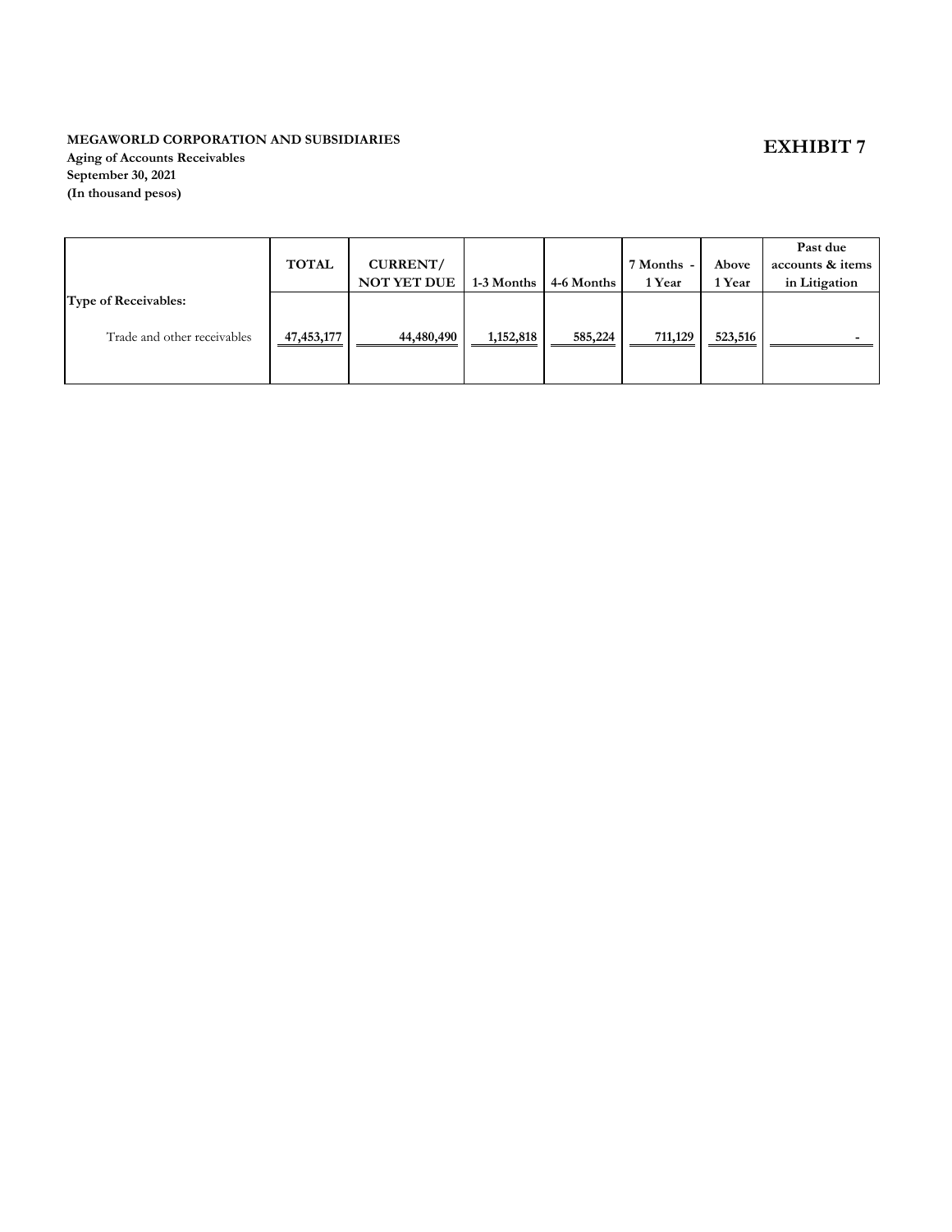**MEGAWORLD CORPORATION AND SUBSIDIARIES**
**Aging of Accounts Receivables**
**September 30, 2021**
**(In thousand pesos)**

# EXHIBIT 7

| | TOTAL | CURRENT/ NOT YET DUE | 1-3 Months | 4-6 Months | 7 Months - 1 Year | Above 1 Year | Past due accounts & items in Litigation |
|---|---|---|---|---|---|---|---|
| **Type of Receivables:** | | | | | | | |
| Trade and other receivables | 47,453,177 | 44,480,490 | 1,152,818 | 585,224 | 711,129 | 523,516 | - |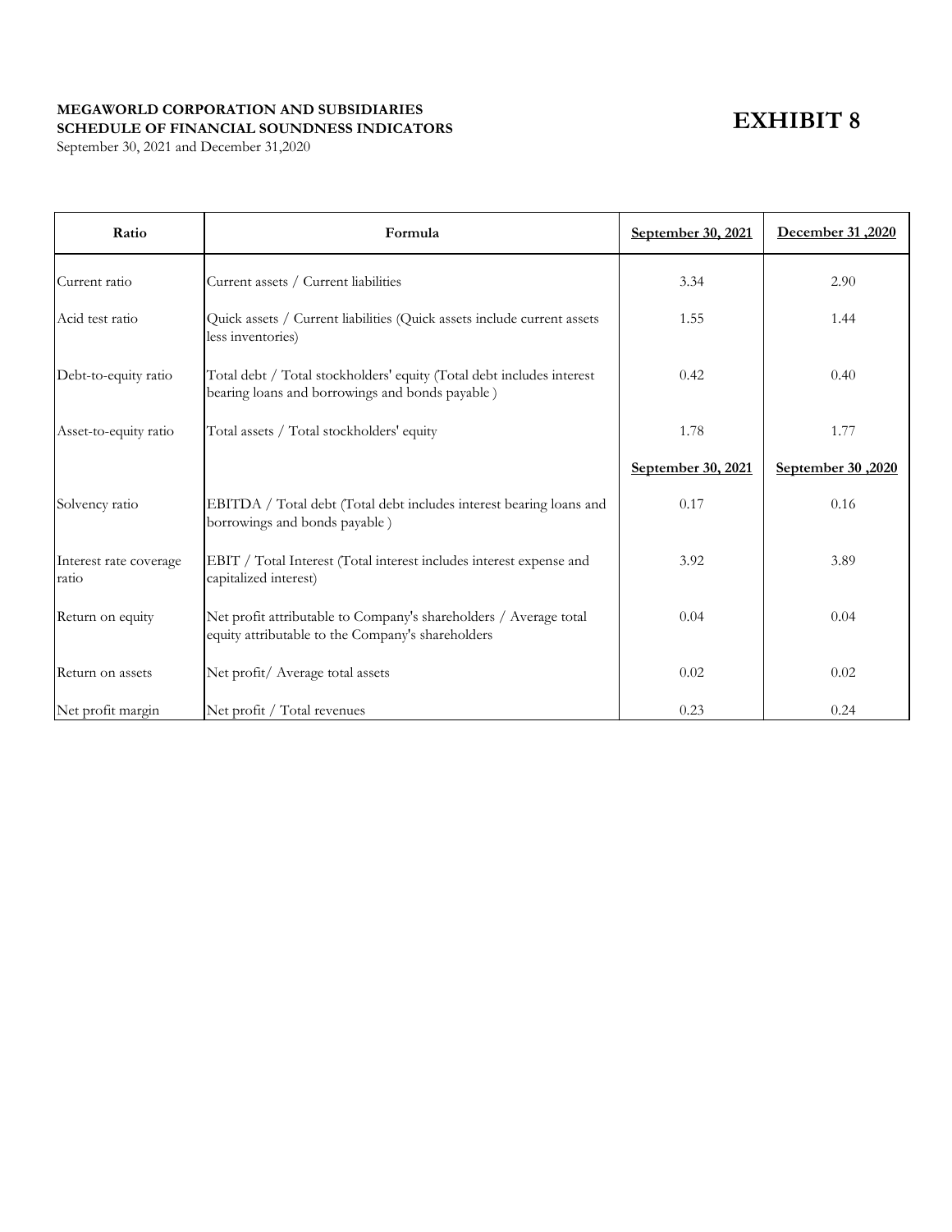**MEGAWORLD CORPORATION AND SUBSIDIARIES**
**SCHEDULE OF FINANCIAL SOUNDNESS INDICATORS**
September 30, 2021 and December 31,2020

# EXHIBIT 8

| Ratio | Formula | September 30, 2021 | December 31 ,2020 |
|---|---|---|---|
| Current ratio | Current assets / Current liabilities | 3.34 | 2.90 |
| Acid test ratio | Quick assets / Current liabilities (Quick assets include current assets less inventories) | 1.55 | 1.44 |
| Debt-to-equity ratio | Total debt / Total stockholders' equity (Total debt includes interest bearing loans and borrowings and bonds payable ) | 0.42 | 0.40 |
| Asset-to-equity ratio | Total assets / Total stockholders' equity | 1.78 | 1.77 |
| | | **September 30, 2021** | **September 30 ,2020** |
| Solvency ratio | EBITDA / Total debt (Total debt includes interest bearing loans and borrowings and bonds payable ) | 0.17 | 0.16 |
| Interest rate coverage ratio | EBIT / Total Interest (Total interest includes interest expense and capitalized interest) | 3.92 | 3.89 |
| Return on equity | Net profit attributable to Company's shareholders / Average total equity attributable to the Company's shareholders | 0.04 | 0.04 |
| Return on assets | Net profit/ Average total assets | 0.02 | 0.02 |
| Net profit margin | Net profit / Total revenues | 0.23 | 0.24 |